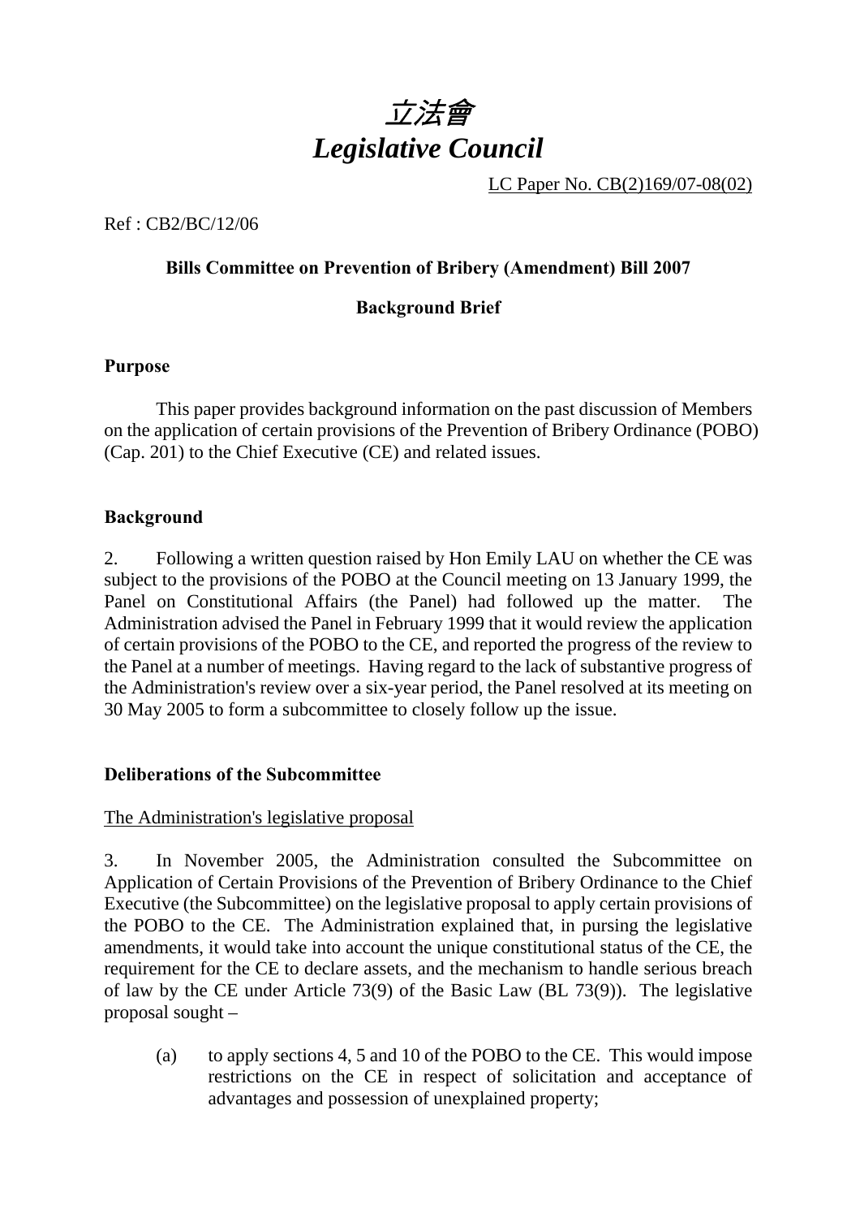# *立法會*
# *Legislative Council*

LC Paper No. CB(2)169/07-08(02)

Ref : CB2/BC/12/06

**Bills Committee on Prevention of Bribery (Amendment) Bill 2007**

**Background Brief**

## Purpose

This paper provides background information on the past discussion of Members on the application of certain provisions of the Prevention of Bribery Ordinance (POBO) (Cap. 201) to the Chief Executive (CE) and related issues.

## Background

2. Following a written question raised by Hon Emily LAU on whether the CE was subject to the provisions of the POBO at the Council meeting on 13 January 1999, the Panel on Constitutional Affairs (the Panel) had followed up the matter. The Administration advised the Panel in February 1999 that it would review the application of certain provisions of the POBO to the CE, and reported the progress of the review to the Panel at a number of meetings. Having regard to the lack of substantive progress of the Administration's review over a six-year period, the Panel resolved at its meeting on 30 May 2005 to form a subcommittee to closely follow up the issue.

## Deliberations of the Subcommittee

The Administration's legislative proposal

3. In November 2005, the Administration consulted the Subcommittee on Application of Certain Provisions of the Prevention of Bribery Ordinance to the Chief Executive (the Subcommittee) on the legislative proposal to apply certain provisions of the POBO to the CE. The Administration explained that, in pursing the legislative amendments, it would take into account the unique constitutional status of the CE, the requirement for the CE to declare assets, and the mechanism to handle serious breach of law by the CE under Article 73(9) of the Basic Law (BL 73(9)). The legislative proposal sought –

(a) to apply sections 4, 5 and 10 of the POBO to the CE. This would impose restrictions on the CE in respect of solicitation and acceptance of advantages and possession of unexplained property;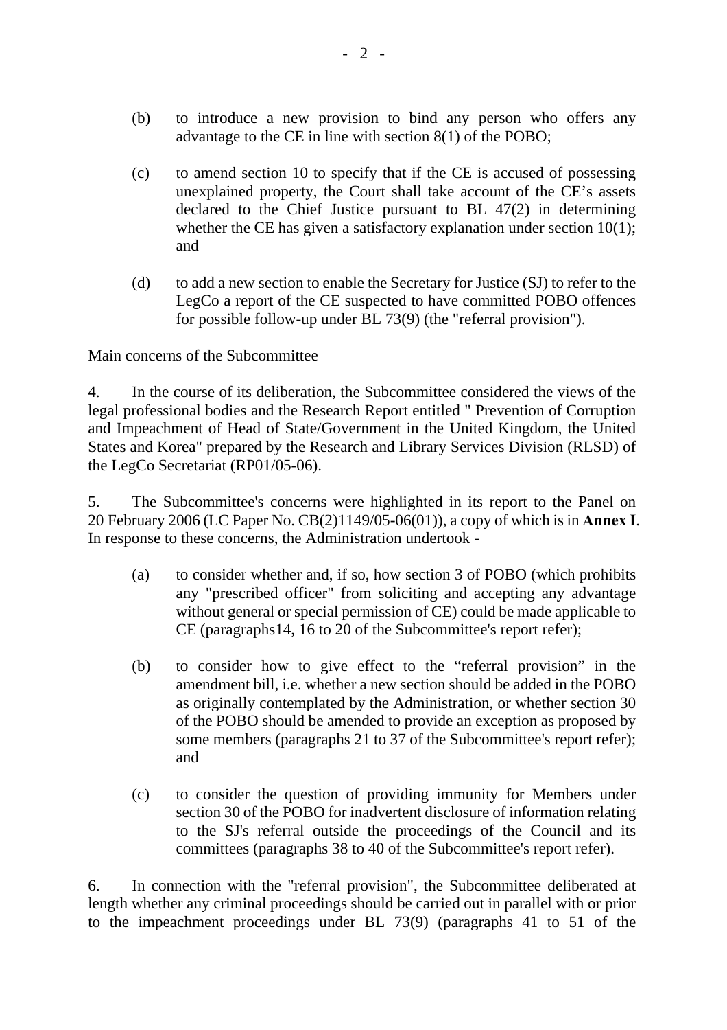(b) to introduce a new provision to bind any person who offers any advantage to the CE in line with section 8(1) of the POBO;

(c) to amend section 10 to specify that if the CE is accused of possessing unexplained property, the Court shall take account of the CE's assets declared to the Chief Justice pursuant to BL 47(2) in determining whether the CE has given a satisfactory explanation under section 10(1); and

(d) to add a new section to enable the Secretary for Justice (SJ) to refer to the LegCo a report of the CE suspected to have committed POBO offences for possible follow-up under BL 73(9) (the "referral provision").

Main concerns of the Subcommittee

4. In the course of its deliberation, the Subcommittee considered the views of the legal professional bodies and the Research Report entitled " Prevention of Corruption and Impeachment of Head of State/Government in the United Kingdom, the United States and Korea" prepared by the Research and Library Services Division (RLSD) of the LegCo Secretariat (RP01/05-06).

5. The Subcommittee's concerns were highlighted in its report to the Panel on 20 February 2006 (LC Paper No. CB(2)1149/05-06(01)), a copy of which is in **Annex I**. In response to these concerns, the Administration undertook -

(a) to consider whether and, if so, how section 3 of POBO (which prohibits any "prescribed officer" from soliciting and accepting any advantage without general or special permission of CE) could be made applicable to CE (paragraphs14, 16 to 20 of the Subcommittee's report refer);

(b) to consider how to give effect to the "referral provision" in the amendment bill, i.e. whether a new section should be added in the POBO as originally contemplated by the Administration, or whether section 30 of the POBO should be amended to provide an exception as proposed by some members (paragraphs 21 to 37 of the Subcommittee's report refer); and

(c) to consider the question of providing immunity for Members under section 30 of the POBO for inadvertent disclosure of information relating to the SJ's referral outside the proceedings of the Council and its committees (paragraphs 38 to 40 of the Subcommittee's report refer).

6. In connection with the "referral provision", the Subcommittee deliberated at length whether any criminal proceedings should be carried out in parallel with or prior to the impeachment proceedings under BL 73(9) (paragraphs 41 to 51 of the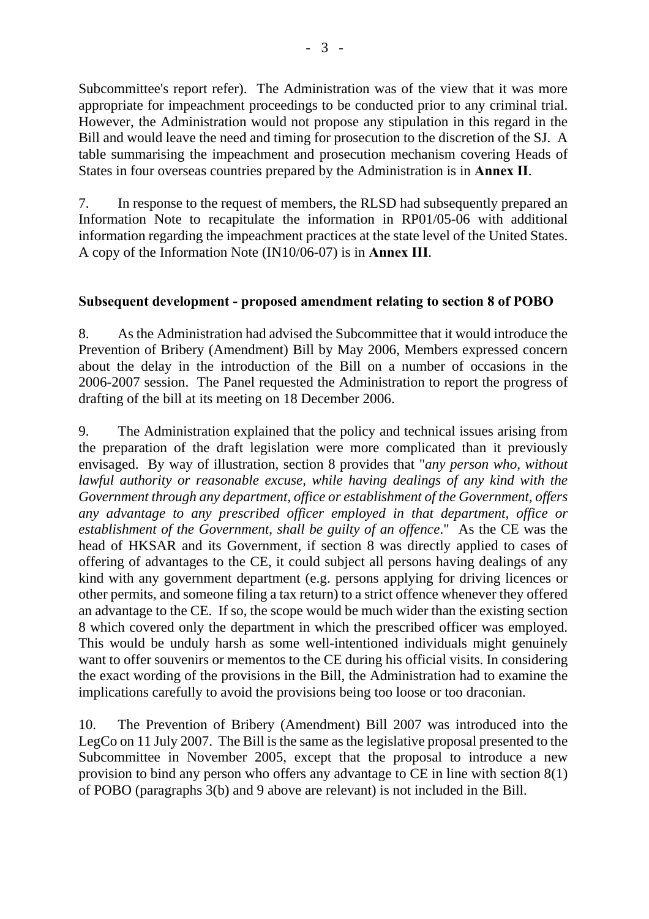Subcommittee's report refer). The Administration was of the view that it was more appropriate for impeachment proceedings to be conducted prior to any criminal trial. However, the Administration would not propose any stipulation in this regard in the Bill and would leave the need and timing for prosecution to the discretion of the SJ. A table summarising the impeachment and prosecution mechanism covering Heads of States in four overseas countries prepared by the Administration is in **Annex II**.

7. In response to the request of members, the RLSD had subsequently prepared an Information Note to recapitulate the information in RP01/05-06 with additional information regarding the impeachment practices at the state level of the United States. A copy of the Information Note (IN10/06-07) is in **Annex III**.

**Subsequent development - proposed amendment relating to section 8 of POBO**

8. As the Administration had advised the Subcommittee that it would introduce the Prevention of Bribery (Amendment) Bill by May 2006, Members expressed concern about the delay in the introduction of the Bill on a number of occasions in the 2006-2007 session. The Panel requested the Administration to report the progress of drafting of the bill at its meeting on 18 December 2006.

9. The Administration explained that the policy and technical issues arising from the preparation of the draft legislation were more complicated than it previously envisaged. By way of illustration, section 8 provides that "*any person who, without lawful authority or reasonable excuse, while having dealings of any kind with the Government through any department, office or establishment of the Government, offers any advantage to any prescribed officer employed in that department, office or establishment of the Government, shall be guilty of an offence*." As the CE was the head of HKSAR and its Government, if section 8 was directly applied to cases of offering of advantages to the CE, it could subject all persons having dealings of any kind with any government department (e.g. persons applying for driving licences or other permits, and someone filing a tax return) to a strict offence whenever they offered an advantage to the CE. If so, the scope would be much wider than the existing section 8 which covered only the department in which the prescribed officer was employed. This would be unduly harsh as some well-intentioned individuals might genuinely want to offer souvenirs or mementos to the CE during his official visits. In considering the exact wording of the provisions in the Bill, the Administration had to examine the implications carefully to avoid the provisions being too loose or too draconian.

10. The Prevention of Bribery (Amendment) Bill 2007 was introduced into the LegCo on 11 July 2007. The Bill is the same as the legislative proposal presented to the Subcommittee in November 2005, except that the proposal to introduce a new provision to bind any person who offers any advantage to CE in line with section 8(1) of POBO (paragraphs 3(b) and 9 above are relevant) is not included in the Bill.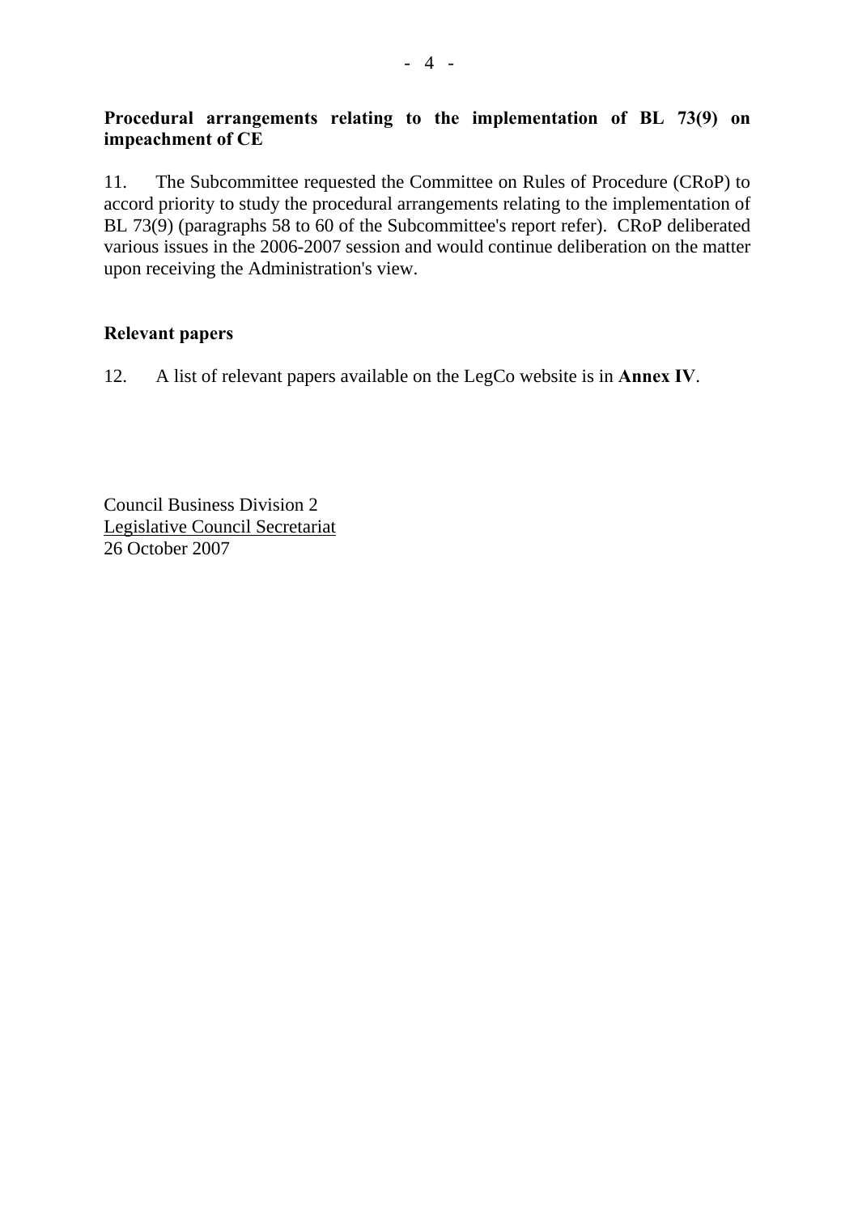**Procedural arrangements relating to the implementation of BL 73(9) on impeachment of CE**

11. The Subcommittee requested the Committee on Rules of Procedure (CRoP) to accord priority to study the procedural arrangements relating to the implementation of BL 73(9) (paragraphs 58 to 60 of the Subcommittee's report refer). CRoP deliberated various issues in the 2006-2007 session and would continue deliberation on the matter upon receiving the Administration's view.

**Relevant papers**

12. A list of relevant papers available on the LegCo website is in **Annex IV**.

Council Business Division 2
Legislative Council Secretariat
26 October 2007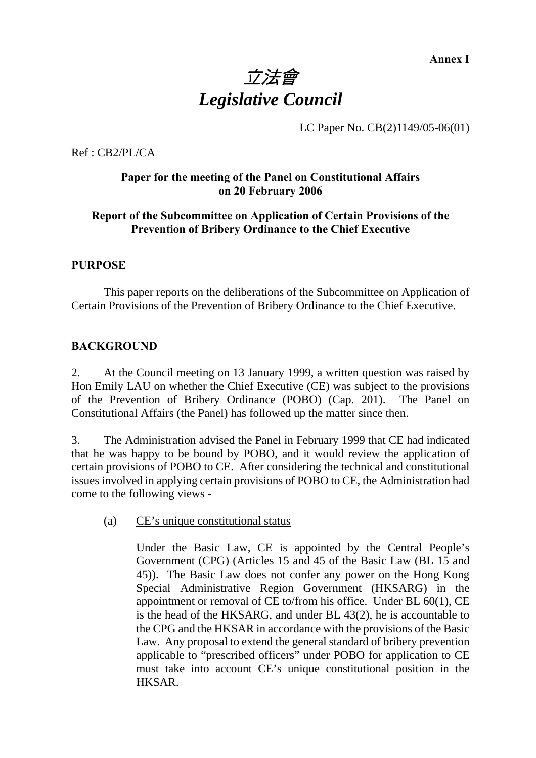**Annex I**

# *立法會*
# *Legislative Council*

LC Paper No. CB(2)1149/05-06(01)

Ref : CB2/PL/CA

**Paper for the meeting of the Panel on Constitutional Affairs on 20 February 2006**

**Report of the Subcommittee on Application of Certain Provisions of the Prevention of Bribery Ordinance to the Chief Executive**

## PURPOSE

This paper reports on the deliberations of the Subcommittee on Application of Certain Provisions of the Prevention of Bribery Ordinance to the Chief Executive.

## BACKGROUND

2. At the Council meeting on 13 January 1999, a written question was raised by Hon Emily LAU on whether the Chief Executive (CE) was subject to the provisions of the Prevention of Bribery Ordinance (POBO) (Cap. 201). The Panel on Constitutional Affairs (the Panel) has followed up the matter since then.

3. The Administration advised the Panel in February 1999 that CE had indicated that he was happy to be bound by POBO, and it would review the application of certain provisions of POBO to CE. After considering the technical and constitutional issues involved in applying certain provisions of POBO to CE, the Administration had come to the following views -

(a) CE's unique constitutional status

Under the Basic Law, CE is appointed by the Central People's Government (CPG) (Articles 15 and 45 of the Basic Law (BL 15 and 45)). The Basic Law does not confer any power on the Hong Kong Special Administrative Region Government (HKSARG) in the appointment or removal of CE to/from his office. Under BL 60(1), CE is the head of the HKSARG, and under BL 43(2), he is accountable to the CPG and the HKSAR in accordance with the provisions of the Basic Law. Any proposal to extend the general standard of bribery prevention applicable to "prescribed officers" under POBO for application to CE must take into account CE's unique constitutional position in the HKSAR.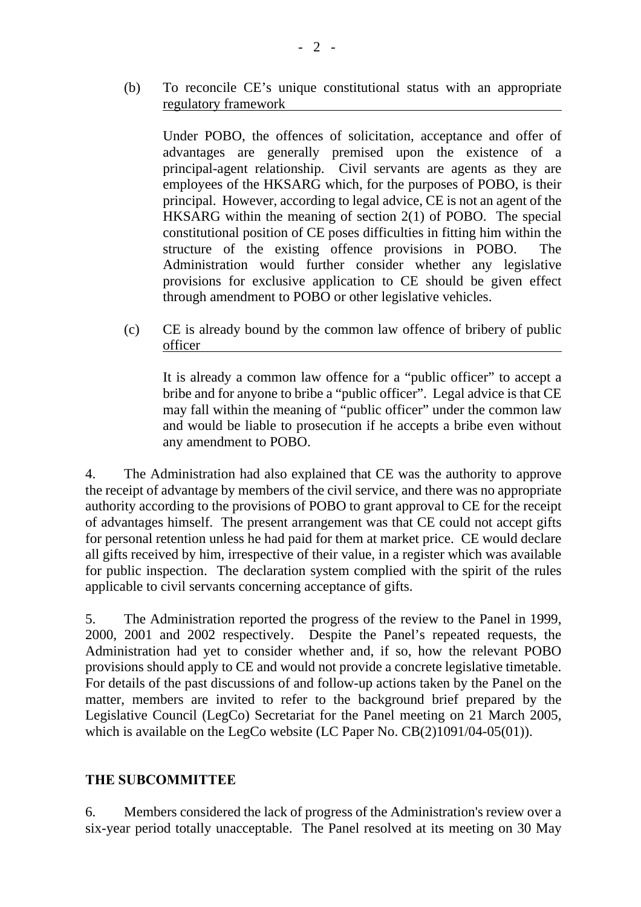(b) <u>To reconcile CE's unique constitutional status with an appropriate regulatory framework</u>

Under POBO, the offences of solicitation, acceptance and offer of advantages are generally premised upon the existence of a principal-agent relationship. Civil servants are agents as they are employees of the HKSARG which, for the purposes of POBO, is their principal. However, according to legal advice, CE is not an agent of the HKSARG within the meaning of section 2(1) of POBO. The special constitutional position of CE poses difficulties in fitting him within the structure of the existing offence provisions in POBO. The Administration would further consider whether any legislative provisions for exclusive application to CE should be given effect through amendment to POBO or other legislative vehicles.

(c) <u>CE is already bound by the common law offence of bribery of public officer</u>

It is already a common law offence for a "public officer" to accept a bribe and for anyone to bribe a "public officer". Legal advice is that CE may fall within the meaning of "public officer" under the common law and would be liable to prosecution if he accepts a bribe even without any amendment to POBO.

4. The Administration had also explained that CE was the authority to approve the receipt of advantage by members of the civil service, and there was no appropriate authority according to the provisions of POBO to grant approval to CE for the receipt of advantages himself. The present arrangement was that CE could not accept gifts for personal retention unless he had paid for them at market price. CE would declare all gifts received by him, irrespective of their value, in a register which was available for public inspection. The declaration system complied with the spirit of the rules applicable to civil servants concerning acceptance of gifts.

5. The Administration reported the progress of the review to the Panel in 1999, 2000, 2001 and 2002 respectively. Despite the Panel's repeated requests, the Administration had yet to consider whether and, if so, how the relevant POBO provisions should apply to CE and would not provide a concrete legislative timetable. For details of the past discussions of and follow-up actions taken by the Panel on the matter, members are invited to refer to the background brief prepared by the Legislative Council (LegCo) Secretariat for the Panel meeting on 21 March 2005, which is available on the LegCo website (LC Paper No. CB(2)1091/04-05(01)).

## THE SUBCOMMITTEE

6. Members considered the lack of progress of the Administration's review over a six-year period totally unacceptable. The Panel resolved at its meeting on 30 May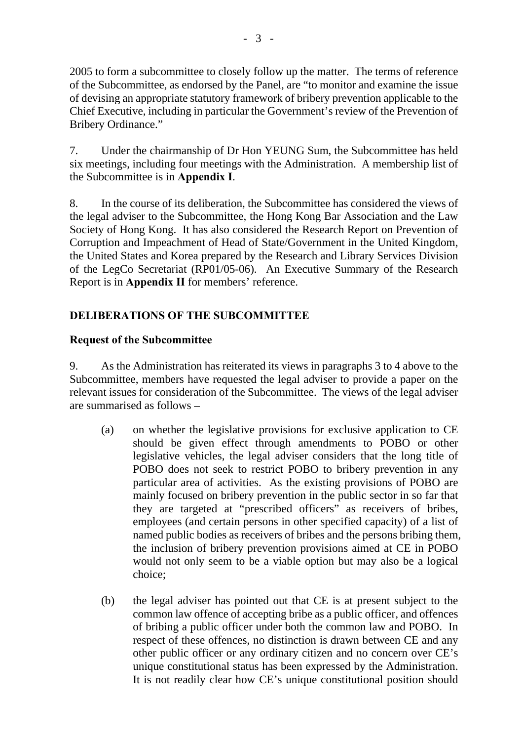2005 to form a subcommittee to closely follow up the matter. The terms of reference of the Subcommittee, as endorsed by the Panel, are "to monitor and examine the issue of devising an appropriate statutory framework of bribery prevention applicable to the Chief Executive, including in particular the Government's review of the Prevention of Bribery Ordinance."

7. Under the chairmanship of Dr Hon YEUNG Sum, the Subcommittee has held six meetings, including four meetings with the Administration. A membership list of the Subcommittee is in **Appendix I**.

8. In the course of its deliberation, the Subcommittee has considered the views of the legal adviser to the Subcommittee, the Hong Kong Bar Association and the Law Society of Hong Kong. It has also considered the Research Report on Prevention of Corruption and Impeachment of Head of State/Government in the United Kingdom, the United States and Korea prepared by the Research and Library Services Division of the LegCo Secretariat (RP01/05-06). An Executive Summary of the Research Report is in **Appendix II** for members' reference.

## DELIBERATIONS OF THE SUBCOMMITTEE

### Request of the Subcommittee

9. As the Administration has reiterated its views in paragraphs 3 to 4 above to the Subcommittee, members have requested the legal adviser to provide a paper on the relevant issues for consideration of the Subcommittee. The views of the legal adviser are summarised as follows –

(a) on whether the legislative provisions for exclusive application to CE should be given effect through amendments to POBO or other legislative vehicles, the legal adviser considers that the long title of POBO does not seek to restrict POBO to bribery prevention in any particular area of activities. As the existing provisions of POBO are mainly focused on bribery prevention in the public sector in so far that they are targeted at "prescribed officers" as receivers of bribes, employees (and certain persons in other specified capacity) of a list of named public bodies as receivers of bribes and the persons bribing them, the inclusion of bribery prevention provisions aimed at CE in POBO would not only seem to be a viable option but may also be a logical choice;

(b) the legal adviser has pointed out that CE is at present subject to the common law offence of accepting bribe as a public officer, and offences of bribing a public officer under both the common law and POBO. In respect of these offences, no distinction is drawn between CE and any other public officer or any ordinary citizen and no concern over CE's unique constitutional status has been expressed by the Administration. It is not readily clear how CE's unique constitutional position should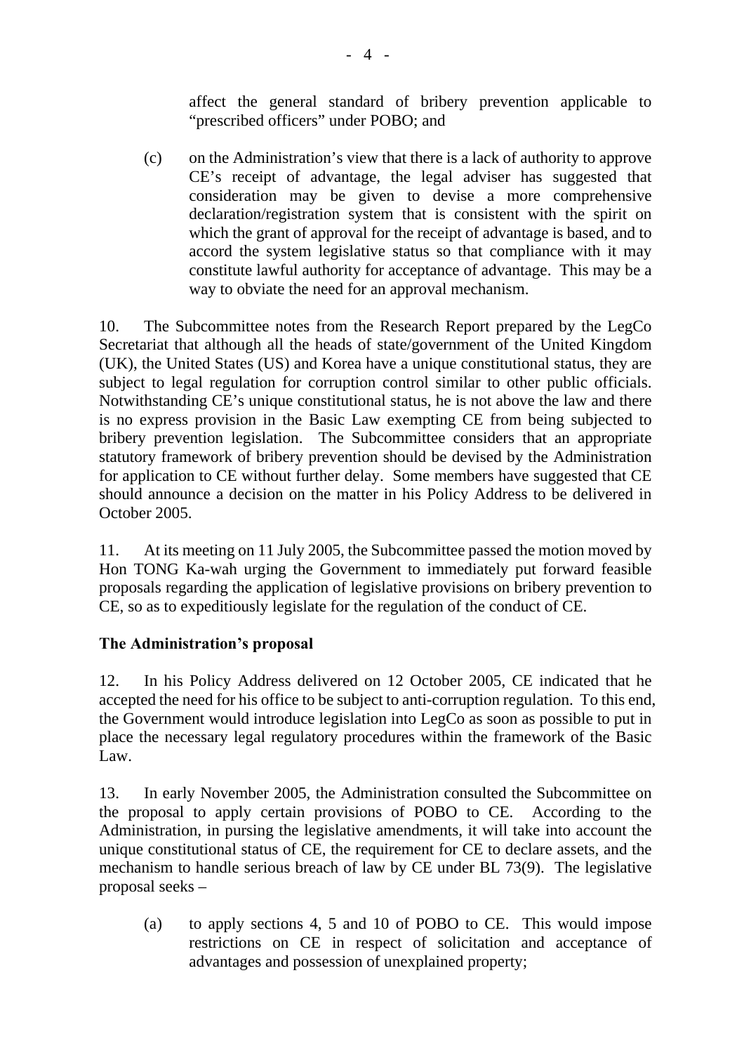affect the general standard of bribery prevention applicable to "prescribed officers" under POBO; and

(c) on the Administration's view that there is a lack of authority to approve CE's receipt of advantage, the legal adviser has suggested that consideration may be given to devise a more comprehensive declaration/registration system that is consistent with the spirit on which the grant of approval for the receipt of advantage is based, and to accord the system legislative status so that compliance with it may constitute lawful authority for acceptance of advantage. This may be a way to obviate the need for an approval mechanism.

10. The Subcommittee notes from the Research Report prepared by the LegCo Secretariat that although all the heads of state/government of the United Kingdom (UK), the United States (US) and Korea have a unique constitutional status, they are subject to legal regulation for corruption control similar to other public officials. Notwithstanding CE's unique constitutional status, he is not above the law and there is no express provision in the Basic Law exempting CE from being subjected to bribery prevention legislation. The Subcommittee considers that an appropriate statutory framework of bribery prevention should be devised by the Administration for application to CE without further delay. Some members have suggested that CE should announce a decision on the matter in his Policy Address to be delivered in October 2005.

11. At its meeting on 11 July 2005, the Subcommittee passed the motion moved by Hon TONG Ka-wah urging the Government to immediately put forward feasible proposals regarding the application of legislative provisions on bribery prevention to CE, so as to expeditiously legislate for the regulation of the conduct of CE.

**The Administration's proposal**

12. In his Policy Address delivered on 12 October 2005, CE indicated that he accepted the need for his office to be subject to anti-corruption regulation. To this end, the Government would introduce legislation into LegCo as soon as possible to put in place the necessary legal regulatory procedures within the framework of the Basic Law.

13. In early November 2005, the Administration consulted the Subcommittee on the proposal to apply certain provisions of POBO to CE. According to the Administration, in pursing the legislative amendments, it will take into account the unique constitutional status of CE, the requirement for CE to declare assets, and the mechanism to handle serious breach of law by CE under BL 73(9). The legislative proposal seeks –

(a) to apply sections 4, 5 and 10 of POBO to CE. This would impose restrictions on CE in respect of solicitation and acceptance of advantages and possession of unexplained property;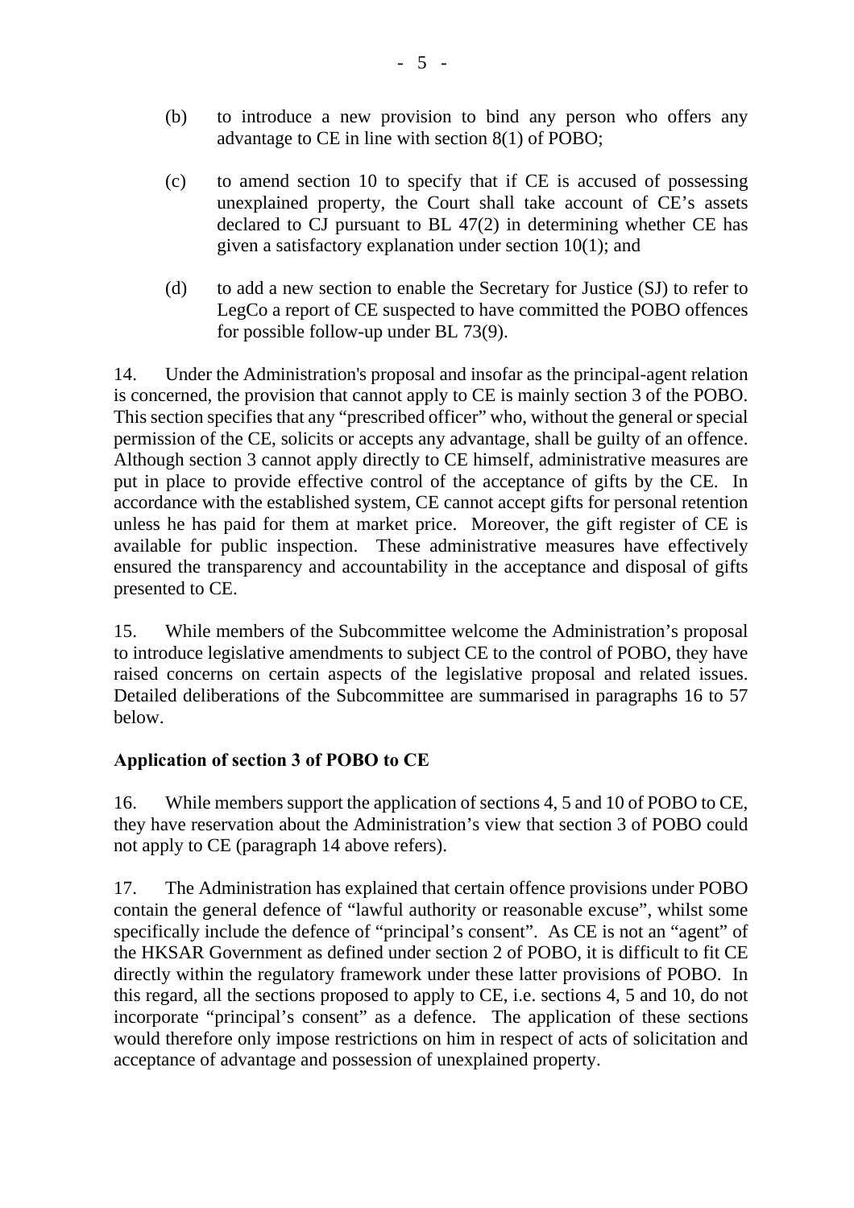(b) to introduce a new provision to bind any person who offers any advantage to CE in line with section 8(1) of POBO;

(c) to amend section 10 to specify that if CE is accused of possessing unexplained property, the Court shall take account of CE's assets declared to CJ pursuant to BL 47(2) in determining whether CE has given a satisfactory explanation under section 10(1); and

(d) to add a new section to enable the Secretary for Justice (SJ) to refer to LegCo a report of CE suspected to have committed the POBO offences for possible follow-up under BL 73(9).

14. Under the Administration's proposal and insofar as the principal-agent relation is concerned, the provision that cannot apply to CE is mainly section 3 of the POBO. This section specifies that any "prescribed officer" who, without the general or special permission of the CE, solicits or accepts any advantage, shall be guilty of an offence. Although section 3 cannot apply directly to CE himself, administrative measures are put in place to provide effective control of the acceptance of gifts by the CE. In accordance with the established system, CE cannot accept gifts for personal retention unless he has paid for them at market price. Moreover, the gift register of CE is available for public inspection. These administrative measures have effectively ensured the transparency and accountability in the acceptance and disposal of gifts presented to CE.

15. While members of the Subcommittee welcome the Administration's proposal to introduce legislative amendments to subject CE to the control of POBO, they have raised concerns on certain aspects of the legislative proposal and related issues. Detailed deliberations of the Subcommittee are summarised in paragraphs 16 to 57 below.

**Application of section 3 of POBO to CE**

16. While members support the application of sections 4, 5 and 10 of POBO to CE, they have reservation about the Administration's view that section 3 of POBO could not apply to CE (paragraph 14 above refers).

17. The Administration has explained that certain offence provisions under POBO contain the general defence of "lawful authority or reasonable excuse", whilst some specifically include the defence of "principal's consent". As CE is not an "agent" of the HKSAR Government as defined under section 2 of POBO, it is difficult to fit CE directly within the regulatory framework under these latter provisions of POBO. In this regard, all the sections proposed to apply to CE, i.e. sections 4, 5 and 10, do not incorporate "principal's consent" as a defence. The application of these sections would therefore only impose restrictions on him in respect of acts of solicitation and acceptance of advantage and possession of unexplained property.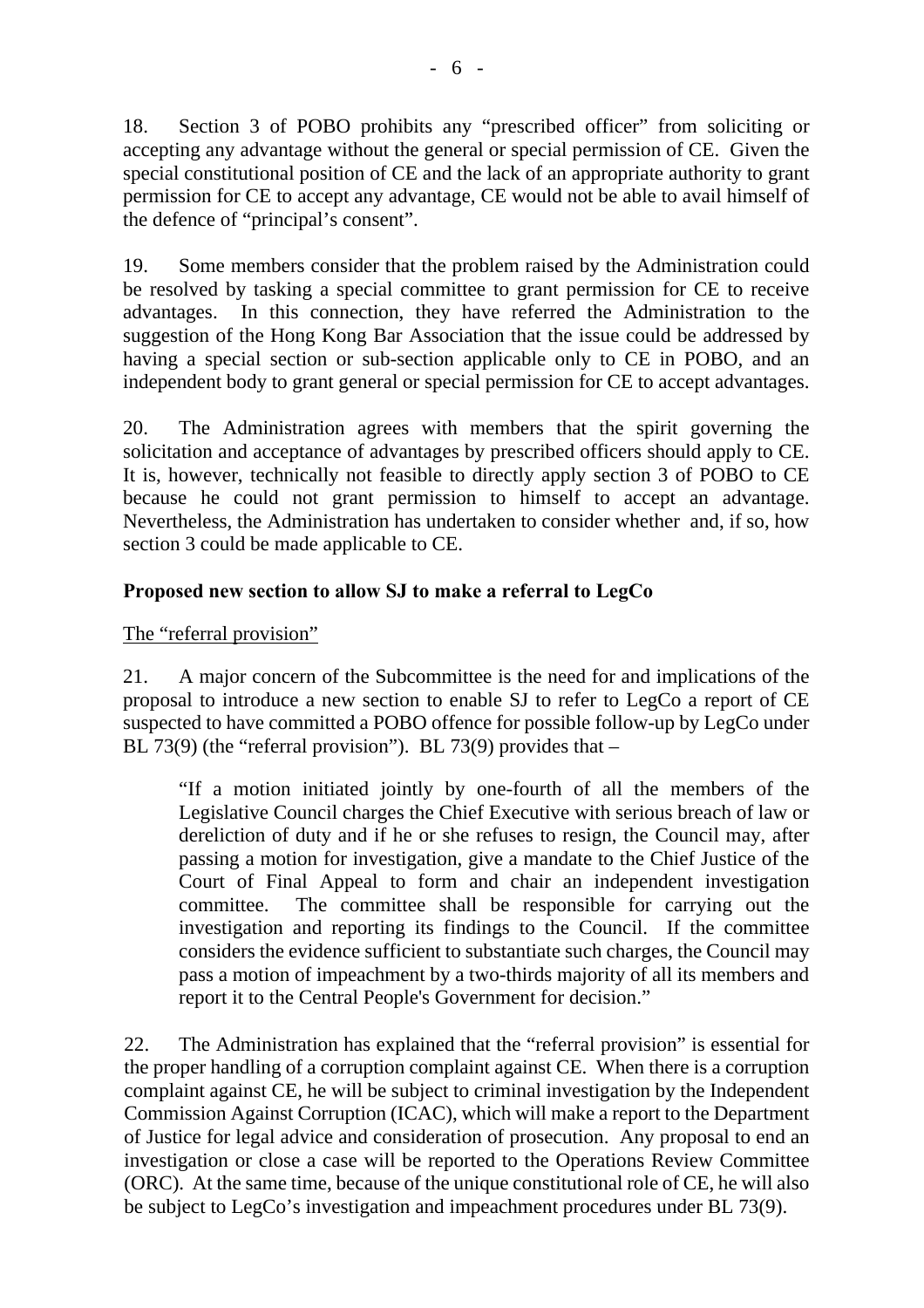18. Section 3 of POBO prohibits any "prescribed officer" from soliciting or accepting any advantage without the general or special permission of CE. Given the special constitutional position of CE and the lack of an appropriate authority to grant permission for CE to accept any advantage, CE would not be able to avail himself of the defence of "principal's consent".

19. Some members consider that the problem raised by the Administration could be resolved by tasking a special committee to grant permission for CE to receive advantages. In this connection, they have referred the Administration to the suggestion of the Hong Kong Bar Association that the issue could be addressed by having a special section or sub-section applicable only to CE in POBO, and an independent body to grant general or special permission for CE to accept advantages.

20. The Administration agrees with members that the spirit governing the solicitation and acceptance of advantages by prescribed officers should apply to CE. It is, however, technically not feasible to directly apply section 3 of POBO to CE because he could not grant permission to himself to accept an advantage. Nevertheless, the Administration has undertaken to consider whether and, if so, how section 3 could be made applicable to CE.

**Proposed new section to allow SJ to make a referral to LegCo**

The "referral provision"

21. A major concern of the Subcommittee is the need for and implications of the proposal to introduce a new section to enable SJ to refer to LegCo a report of CE suspected to have committed a POBO offence for possible follow-up by LegCo under BL 73(9) (the "referral provision"). BL 73(9) provides that –

> "If a motion initiated jointly by one-fourth of all the members of the Legislative Council charges the Chief Executive with serious breach of law or dereliction of duty and if he or she refuses to resign, the Council may, after passing a motion for investigation, give a mandate to the Chief Justice of the Court of Final Appeal to form and chair an independent investigation committee. The committee shall be responsible for carrying out the investigation and reporting its findings to the Council. If the committee considers the evidence sufficient to substantiate such charges, the Council may pass a motion of impeachment by a two-thirds majority of all its members and report it to the Central People's Government for decision."

22. The Administration has explained that the "referral provision" is essential for the proper handling of a corruption complaint against CE. When there is a corruption complaint against CE, he will be subject to criminal investigation by the Independent Commission Against Corruption (ICAC), which will make a report to the Department of Justice for legal advice and consideration of prosecution. Any proposal to end an investigation or close a case will be reported to the Operations Review Committee (ORC). At the same time, because of the unique constitutional role of CE, he will also be subject to LegCo's investigation and impeachment procedures under BL 73(9).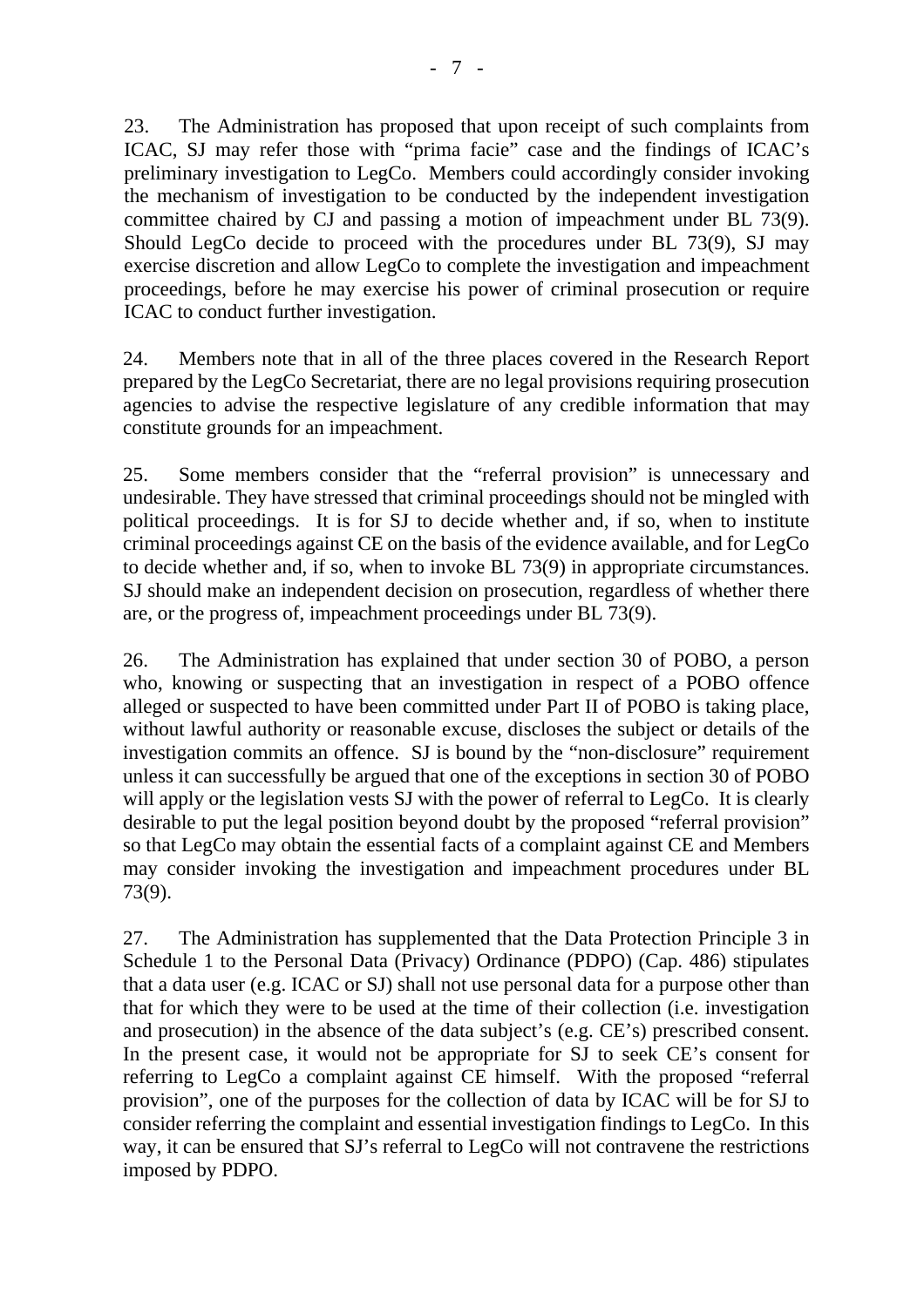23. The Administration has proposed that upon receipt of such complaints from ICAC, SJ may refer those with "prima facie" case and the findings of ICAC's preliminary investigation to LegCo. Members could accordingly consider invoking the mechanism of investigation to be conducted by the independent investigation committee chaired by CJ and passing a motion of impeachment under BL 73(9). Should LegCo decide to proceed with the procedures under BL 73(9), SJ may exercise discretion and allow LegCo to complete the investigation and impeachment proceedings, before he may exercise his power of criminal prosecution or require ICAC to conduct further investigation.

24. Members note that in all of the three places covered in the Research Report prepared by the LegCo Secretariat, there are no legal provisions requiring prosecution agencies to advise the respective legislature of any credible information that may constitute grounds for an impeachment.

25. Some members consider that the "referral provision" is unnecessary and undesirable. They have stressed that criminal proceedings should not be mingled with political proceedings. It is for SJ to decide whether and, if so, when to institute criminal proceedings against CE on the basis of the evidence available, and for LegCo to decide whether and, if so, when to invoke BL 73(9) in appropriate circumstances. SJ should make an independent decision on prosecution, regardless of whether there are, or the progress of, impeachment proceedings under BL 73(9).

26. The Administration has explained that under section 30 of POBO, a person who, knowing or suspecting that an investigation in respect of a POBO offence alleged or suspected to have been committed under Part II of POBO is taking place, without lawful authority or reasonable excuse, discloses the subject or details of the investigation commits an offence. SJ is bound by the "non-disclosure" requirement unless it can successfully be argued that one of the exceptions in section 30 of POBO will apply or the legislation vests SJ with the power of referral to LegCo. It is clearly desirable to put the legal position beyond doubt by the proposed "referral provision" so that LegCo may obtain the essential facts of a complaint against CE and Members may consider invoking the investigation and impeachment procedures under BL 73(9).

27. The Administration has supplemented that the Data Protection Principle 3 in Schedule 1 to the Personal Data (Privacy) Ordinance (PDPO) (Cap. 486) stipulates that a data user (e.g. ICAC or SJ) shall not use personal data for a purpose other than that for which they were to be used at the time of their collection (i.e. investigation and prosecution) in the absence of the data subject's (e.g. CE's) prescribed consent. In the present case, it would not be appropriate for SJ to seek CE's consent for referring to LegCo a complaint against CE himself. With the proposed "referral provision", one of the purposes for the collection of data by ICAC will be for SJ to consider referring the complaint and essential investigation findings to LegCo. In this way, it can be ensured that SJ's referral to LegCo will not contravene the restrictions imposed by PDPO.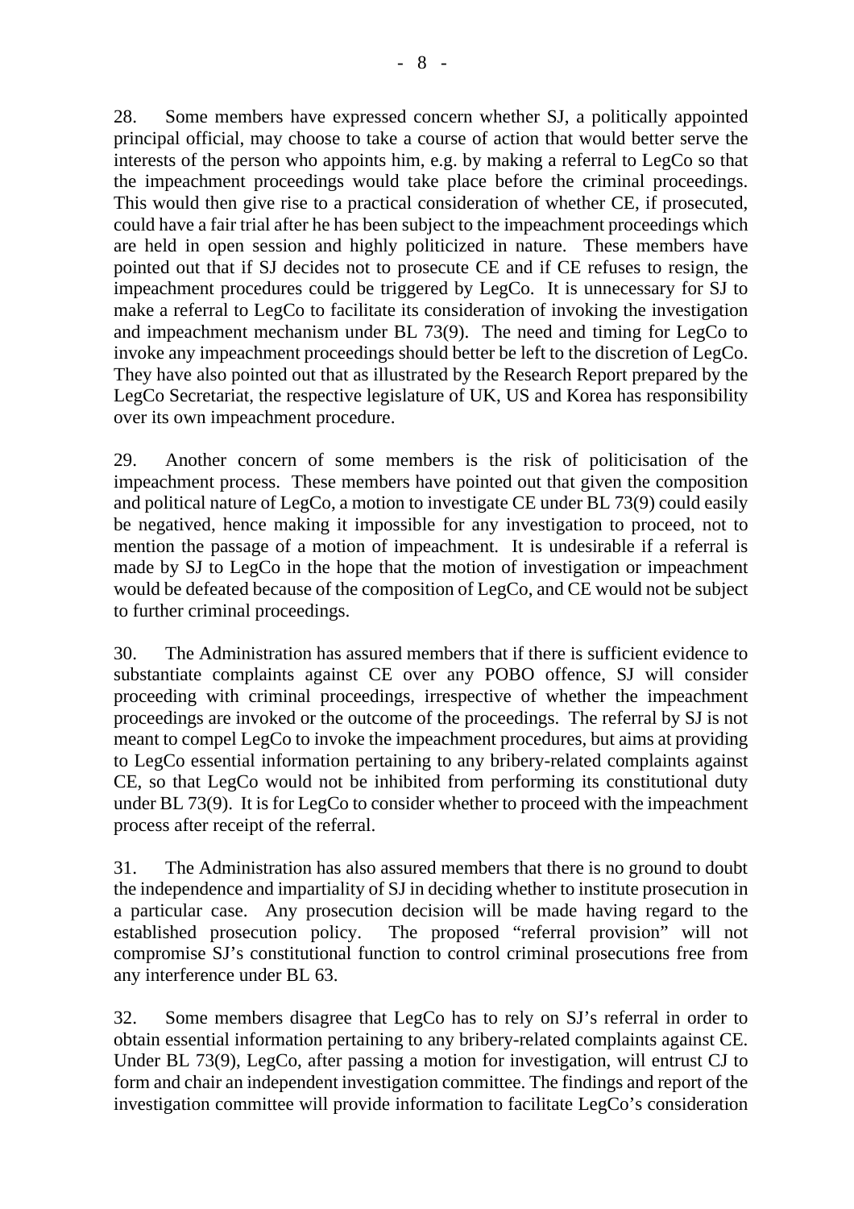28. Some members have expressed concern whether SJ, a politically appointed principal official, may choose to take a course of action that would better serve the interests of the person who appoints him, e.g. by making a referral to LegCo so that the impeachment proceedings would take place before the criminal proceedings. This would then give rise to a practical consideration of whether CE, if prosecuted, could have a fair trial after he has been subject to the impeachment proceedings which are held in open session and highly politicized in nature. These members have pointed out that if SJ decides not to prosecute CE and if CE refuses to resign, the impeachment procedures could be triggered by LegCo. It is unnecessary for SJ to make a referral to LegCo to facilitate its consideration of invoking the investigation and impeachment mechanism under BL 73(9). The need and timing for LegCo to invoke any impeachment proceedings should better be left to the discretion of LegCo. They have also pointed out that as illustrated by the Research Report prepared by the LegCo Secretariat, the respective legislature of UK, US and Korea has responsibility over its own impeachment procedure.

29. Another concern of some members is the risk of politicisation of the impeachment process. These members have pointed out that given the composition and political nature of LegCo, a motion to investigate CE under BL 73(9) could easily be negatived, hence making it impossible for any investigation to proceed, not to mention the passage of a motion of impeachment. It is undesirable if a referral is made by SJ to LegCo in the hope that the motion of investigation or impeachment would be defeated because of the composition of LegCo, and CE would not be subject to further criminal proceedings.

30. The Administration has assured members that if there is sufficient evidence to substantiate complaints against CE over any POBO offence, SJ will consider proceeding with criminal proceedings, irrespective of whether the impeachment proceedings are invoked or the outcome of the proceedings. The referral by SJ is not meant to compel LegCo to invoke the impeachment procedures, but aims at providing to LegCo essential information pertaining to any bribery-related complaints against CE, so that LegCo would not be inhibited from performing its constitutional duty under BL 73(9). It is for LegCo to consider whether to proceed with the impeachment process after receipt of the referral.

31. The Administration has also assured members that there is no ground to doubt the independence and impartiality of SJ in deciding whether to institute prosecution in a particular case. Any prosecution decision will be made having regard to the established prosecution policy. The proposed "referral provision" will not compromise SJ's constitutional function to control criminal prosecutions free from any interference under BL 63.

32. Some members disagree that LegCo has to rely on SJ's referral in order to obtain essential information pertaining to any bribery-related complaints against CE. Under BL 73(9), LegCo, after passing a motion for investigation, will entrust CJ to form and chair an independent investigation committee. The findings and report of the investigation committee will provide information to facilitate LegCo's consideration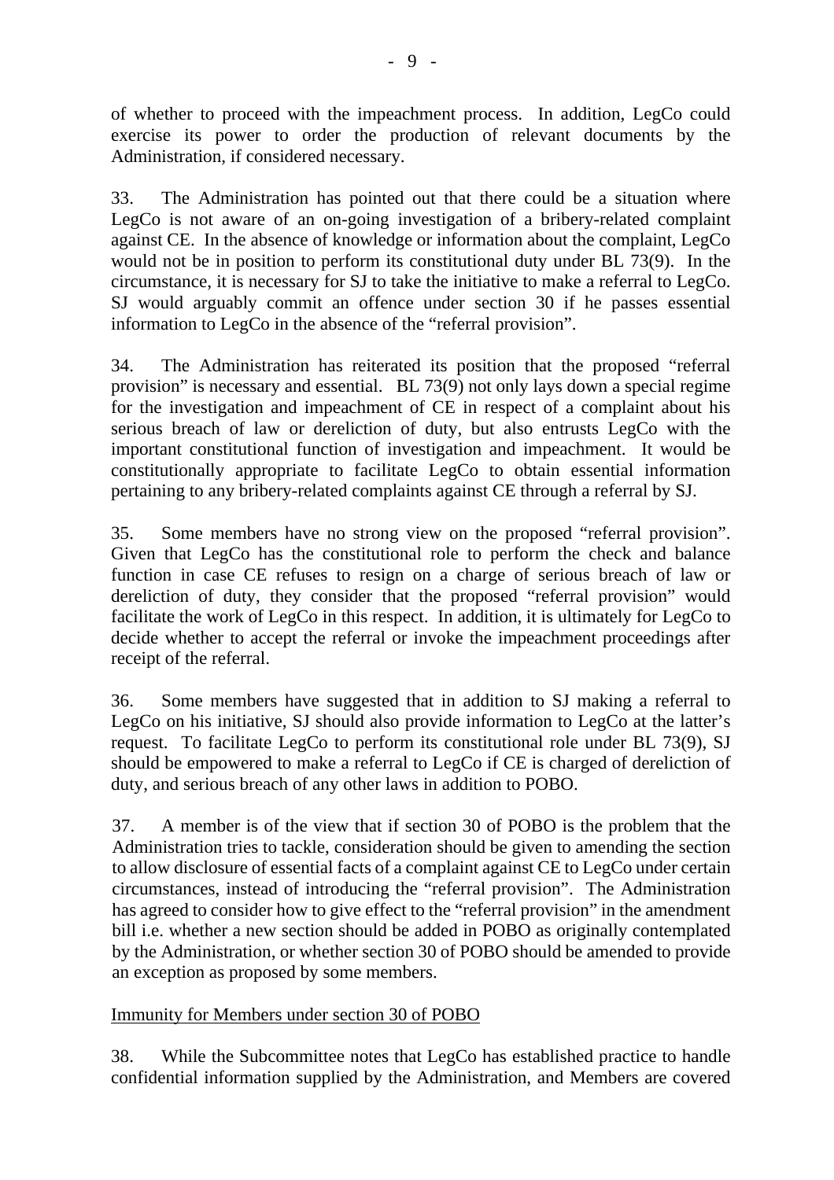of whether to proceed with the impeachment process. In addition, LegCo could exercise its power to order the production of relevant documents by the Administration, if considered necessary.

33. The Administration has pointed out that there could be a situation where LegCo is not aware of an on-going investigation of a bribery-related complaint against CE. In the absence of knowledge or information about the complaint, LegCo would not be in position to perform its constitutional duty under BL 73(9). In the circumstance, it is necessary for SJ to take the initiative to make a referral to LegCo. SJ would arguably commit an offence under section 30 if he passes essential information to LegCo in the absence of the "referral provision".

34. The Administration has reiterated its position that the proposed "referral provision" is necessary and essential. BL 73(9) not only lays down a special regime for the investigation and impeachment of CE in respect of a complaint about his serious breach of law or dereliction of duty, but also entrusts LegCo with the important constitutional function of investigation and impeachment. It would be constitutionally appropriate to facilitate LegCo to obtain essential information pertaining to any bribery-related complaints against CE through a referral by SJ.

35. Some members have no strong view on the proposed "referral provision". Given that LegCo has the constitutional role to perform the check and balance function in case CE refuses to resign on a charge of serious breach of law or dereliction of duty, they consider that the proposed "referral provision" would facilitate the work of LegCo in this respect. In addition, it is ultimately for LegCo to decide whether to accept the referral or invoke the impeachment proceedings after receipt of the referral.

36. Some members have suggested that in addition to SJ making a referral to LegCo on his initiative, SJ should also provide information to LegCo at the latter's request. To facilitate LegCo to perform its constitutional role under BL 73(9), SJ should be empowered to make a referral to LegCo if CE is charged of dereliction of duty, and serious breach of any other laws in addition to POBO.

37. A member is of the view that if section 30 of POBO is the problem that the Administration tries to tackle, consideration should be given to amending the section to allow disclosure of essential facts of a complaint against CE to LegCo under certain circumstances, instead of introducing the "referral provision". The Administration has agreed to consider how to give effect to the "referral provision" in the amendment bill i.e. whether a new section should be added in POBO as originally contemplated by the Administration, or whether section 30 of POBO should be amended to provide an exception as proposed by some members.

Immunity for Members under section 30 of POBO

38. While the Subcommittee notes that LegCo has established practice to handle confidential information supplied by the Administration, and Members are covered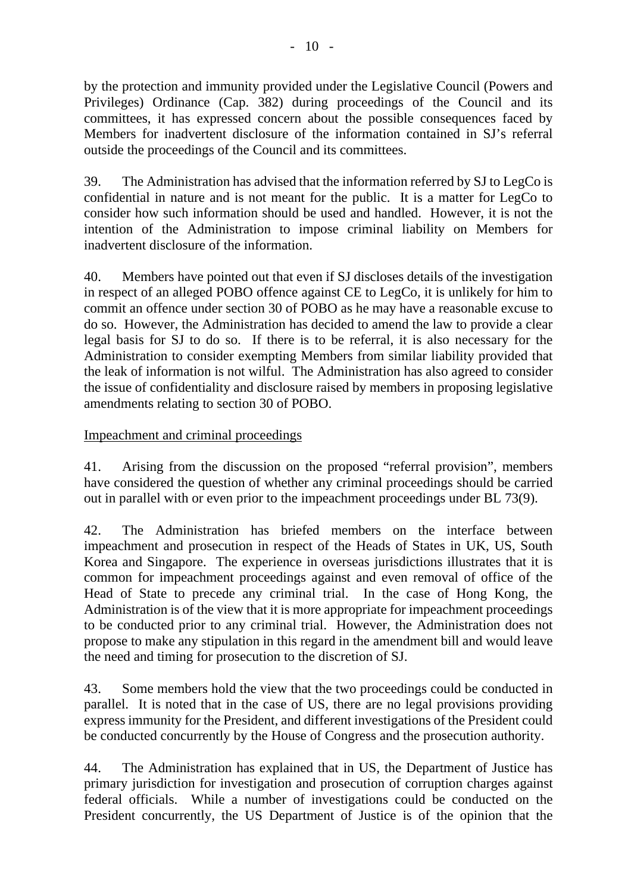by the protection and immunity provided under the Legislative Council (Powers and Privileges) Ordinance (Cap. 382) during proceedings of the Council and its committees, it has expressed concern about the possible consequences faced by Members for inadvertent disclosure of the information contained in SJ's referral outside the proceedings of the Council and its committees.

39. The Administration has advised that the information referred by SJ to LegCo is confidential in nature and is not meant for the public. It is a matter for LegCo to consider how such information should be used and handled. However, it is not the intention of the Administration to impose criminal liability on Members for inadvertent disclosure of the information.

40. Members have pointed out that even if SJ discloses details of the investigation in respect of an alleged POBO offence against CE to LegCo, it is unlikely for him to commit an offence under section 30 of POBO as he may have a reasonable excuse to do so. However, the Administration has decided to amend the law to provide a clear legal basis for SJ to do so. If there is to be referral, it is also necessary for the Administration to consider exempting Members from similar liability provided that the leak of information is not wilful. The Administration has also agreed to consider the issue of confidentiality and disclosure raised by members in proposing legislative amendments relating to section 30 of POBO.

<u>Impeachment and criminal proceedings</u>

41. Arising from the discussion on the proposed "referral provision", members have considered the question of whether any criminal proceedings should be carried out in parallel with or even prior to the impeachment proceedings under BL 73(9).

42. The Administration has briefed members on the interface between impeachment and prosecution in respect of the Heads of States in UK, US, South Korea and Singapore. The experience in overseas jurisdictions illustrates that it is common for impeachment proceedings against and even removal of office of the Head of State to precede any criminal trial. In the case of Hong Kong, the Administration is of the view that it is more appropriate for impeachment proceedings to be conducted prior to any criminal trial. However, the Administration does not propose to make any stipulation in this regard in the amendment bill and would leave the need and timing for prosecution to the discretion of SJ.

43. Some members hold the view that the two proceedings could be conducted in parallel. It is noted that in the case of US, there are no legal provisions providing express immunity for the President, and different investigations of the President could be conducted concurrently by the House of Congress and the prosecution authority.

44. The Administration has explained that in US, the Department of Justice has primary jurisdiction for investigation and prosecution of corruption charges against federal officials. While a number of investigations could be conducted on the President concurrently, the US Department of Justice is of the opinion that the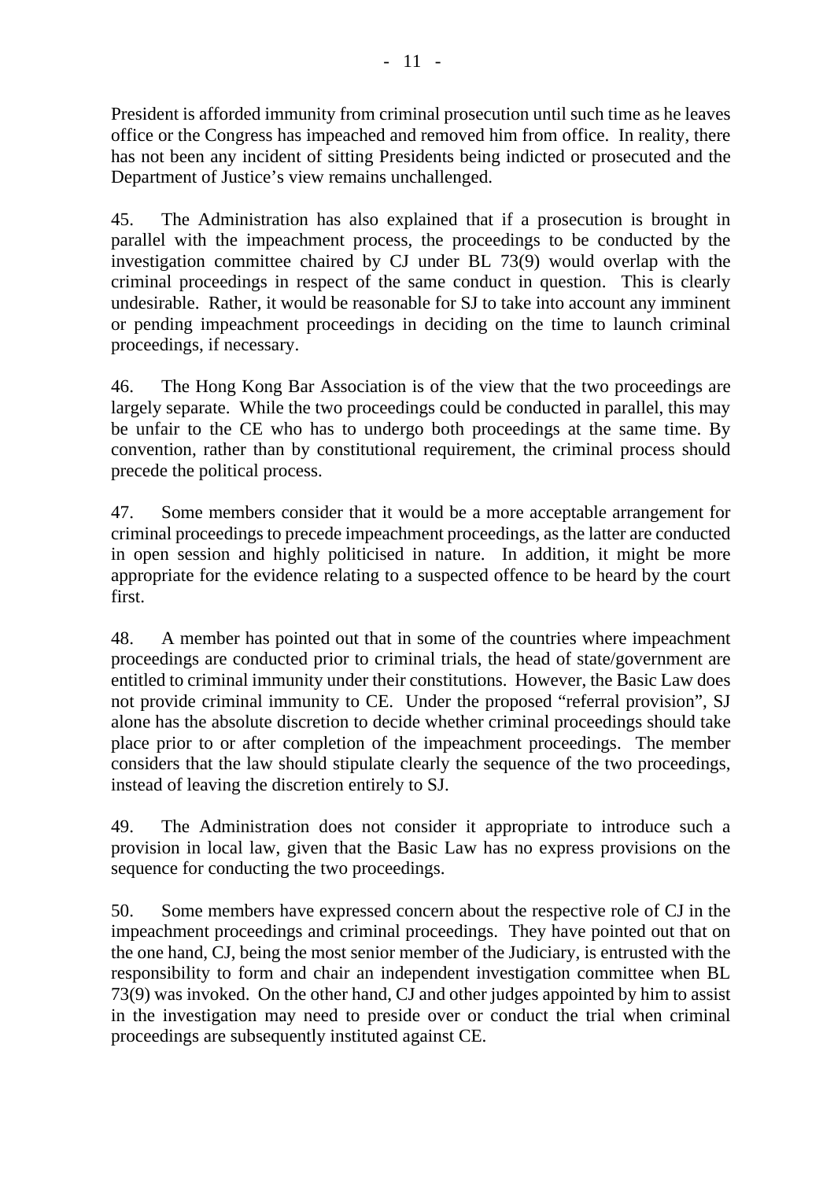President is afforded immunity from criminal prosecution until such time as he leaves office or the Congress has impeached and removed him from office. In reality, there has not been any incident of sitting Presidents being indicted or prosecuted and the Department of Justice's view remains unchallenged.

45. The Administration has also explained that if a prosecution is brought in parallel with the impeachment process, the proceedings to be conducted by the investigation committee chaired by CJ under BL 73(9) would overlap with the criminal proceedings in respect of the same conduct in question. This is clearly undesirable. Rather, it would be reasonable for SJ to take into account any imminent or pending impeachment proceedings in deciding on the time to launch criminal proceedings, if necessary.

46. The Hong Kong Bar Association is of the view that the two proceedings are largely separate. While the two proceedings could be conducted in parallel, this may be unfair to the CE who has to undergo both proceedings at the same time. By convention, rather than by constitutional requirement, the criminal process should precede the political process.

47. Some members consider that it would be a more acceptable arrangement for criminal proceedings to precede impeachment proceedings, as the latter are conducted in open session and highly politicised in nature. In addition, it might be more appropriate for the evidence relating to a suspected offence to be heard by the court first.

48. A member has pointed out that in some of the countries where impeachment proceedings are conducted prior to criminal trials, the head of state/government are entitled to criminal immunity under their constitutions. However, the Basic Law does not provide criminal immunity to CE. Under the proposed "referral provision", SJ alone has the absolute discretion to decide whether criminal proceedings should take place prior to or after completion of the impeachment proceedings. The member considers that the law should stipulate clearly the sequence of the two proceedings, instead of leaving the discretion entirely to SJ.

49. The Administration does not consider it appropriate to introduce such a provision in local law, given that the Basic Law has no express provisions on the sequence for conducting the two proceedings.

50. Some members have expressed concern about the respective role of CJ in the impeachment proceedings and criminal proceedings. They have pointed out that on the one hand, CJ, being the most senior member of the Judiciary, is entrusted with the responsibility to form and chair an independent investigation committee when BL 73(9) was invoked. On the other hand, CJ and other judges appointed by him to assist in the investigation may need to preside over or conduct the trial when criminal proceedings are subsequently instituted against CE.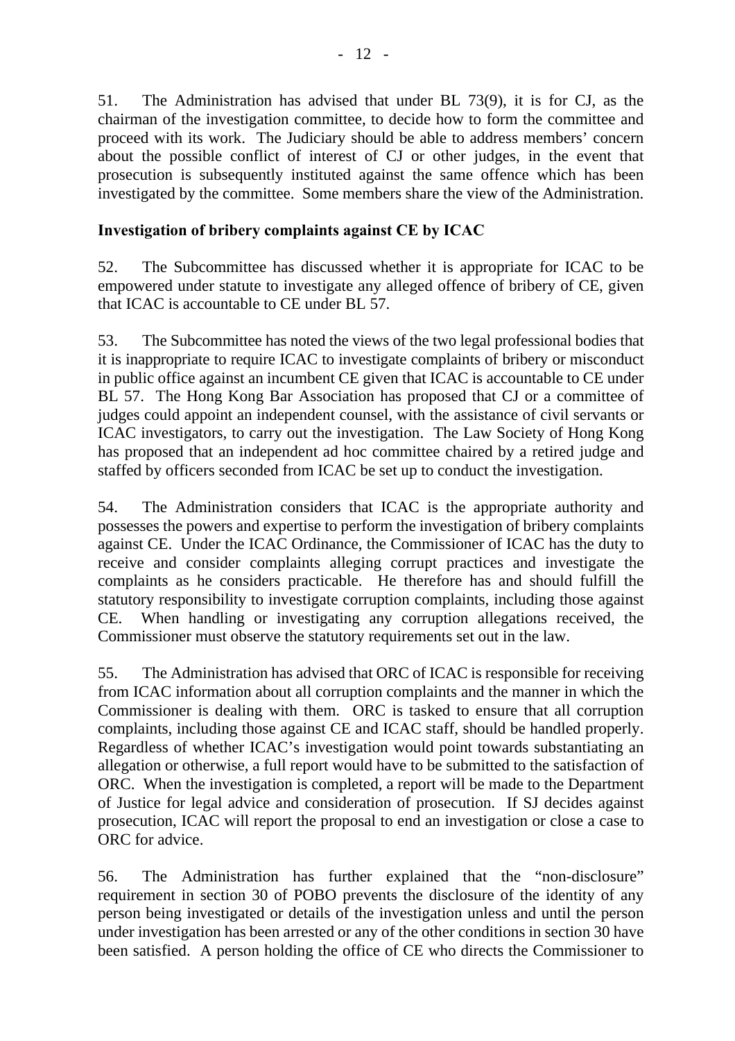51. The Administration has advised that under BL 73(9), it is for CJ, as the chairman of the investigation committee, to decide how to form the committee and proceed with its work. The Judiciary should be able to address members' concern about the possible conflict of interest of CJ or other judges, in the event that prosecution is subsequently instituted against the same offence which has been investigated by the committee. Some members share the view of the Administration.

**Investigation of bribery complaints against CE by ICAC**

52. The Subcommittee has discussed whether it is appropriate for ICAC to be empowered under statute to investigate any alleged offence of bribery of CE, given that ICAC is accountable to CE under BL 57.

53. The Subcommittee has noted the views of the two legal professional bodies that it is inappropriate to require ICAC to investigate complaints of bribery or misconduct in public office against an incumbent CE given that ICAC is accountable to CE under BL 57. The Hong Kong Bar Association has proposed that CJ or a committee of judges could appoint an independent counsel, with the assistance of civil servants or ICAC investigators, to carry out the investigation. The Law Society of Hong Kong has proposed that an independent ad hoc committee chaired by a retired judge and staffed by officers seconded from ICAC be set up to conduct the investigation.

54. The Administration considers that ICAC is the appropriate authority and possesses the powers and expertise to perform the investigation of bribery complaints against CE. Under the ICAC Ordinance, the Commissioner of ICAC has the duty to receive and consider complaints alleging corrupt practices and investigate the complaints as he considers practicable. He therefore has and should fulfill the statutory responsibility to investigate corruption complaints, including those against CE. When handling or investigating any corruption allegations received, the Commissioner must observe the statutory requirements set out in the law.

55. The Administration has advised that ORC of ICAC is responsible for receiving from ICAC information about all corruption complaints and the manner in which the Commissioner is dealing with them. ORC is tasked to ensure that all corruption complaints, including those against CE and ICAC staff, should be handled properly. Regardless of whether ICAC's investigation would point towards substantiating an allegation or otherwise, a full report would have to be submitted to the satisfaction of ORC. When the investigation is completed, a report will be made to the Department of Justice for legal advice and consideration of prosecution. If SJ decides against prosecution, ICAC will report the proposal to end an investigation or close a case to ORC for advice.

56. The Administration has further explained that the "non-disclosure" requirement in section 30 of POBO prevents the disclosure of the identity of any person being investigated or details of the investigation unless and until the person under investigation has been arrested or any of the other conditions in section 30 have been satisfied. A person holding the office of CE who directs the Commissioner to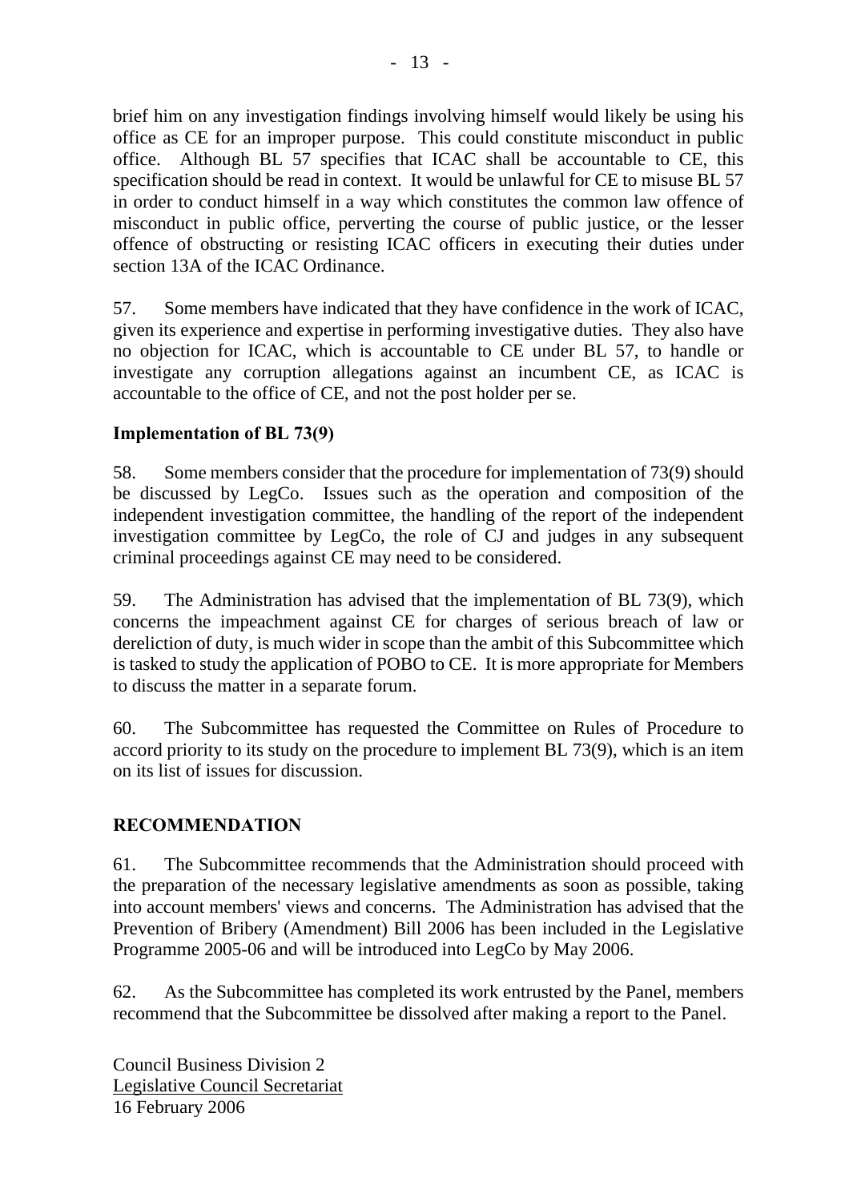brief him on any investigation findings involving himself would likely be using his office as CE for an improper purpose. This could constitute misconduct in public office. Although BL 57 specifies that ICAC shall be accountable to CE, this specification should be read in context. It would be unlawful for CE to misuse BL 57 in order to conduct himself in a way which constitutes the common law offence of misconduct in public office, perverting the course of public justice, or the lesser offence of obstructing or resisting ICAC officers in executing their duties under section 13A of the ICAC Ordinance.

57. Some members have indicated that they have confidence in the work of ICAC, given its experience and expertise in performing investigative duties. They also have no objection for ICAC, which is accountable to CE under BL 57, to handle or investigate any corruption allegations against an incumbent CE, as ICAC is accountable to the office of CE, and not the post holder per se.

**Implementation of BL 73(9)**

58. Some members consider that the procedure for implementation of 73(9) should be discussed by LegCo. Issues such as the operation and composition of the independent investigation committee, the handling of the report of the independent investigation committee by LegCo, the role of CJ and judges in any subsequent criminal proceedings against CE may need to be considered.

59. The Administration has advised that the implementation of BL 73(9), which concerns the impeachment against CE for charges of serious breach of law or dereliction of duty, is much wider in scope than the ambit of this Subcommittee which is tasked to study the application of POBO to CE. It is more appropriate for Members to discuss the matter in a separate forum.

60. The Subcommittee has requested the Committee on Rules of Procedure to accord priority to its study on the procedure to implement BL 73(9), which is an item on its list of issues for discussion.

## RECOMMENDATION

61. The Subcommittee recommends that the Administration should proceed with the preparation of the necessary legislative amendments as soon as possible, taking into account members' views and concerns. The Administration has advised that the Prevention of Bribery (Amendment) Bill 2006 has been included in the Legislative Programme 2005-06 and will be introduced into LegCo by May 2006.

62. As the Subcommittee has completed its work entrusted by the Panel, members recommend that the Subcommittee be dissolved after making a report to the Panel.

Council Business Division 2
Legislative Council Secretariat
16 February 2006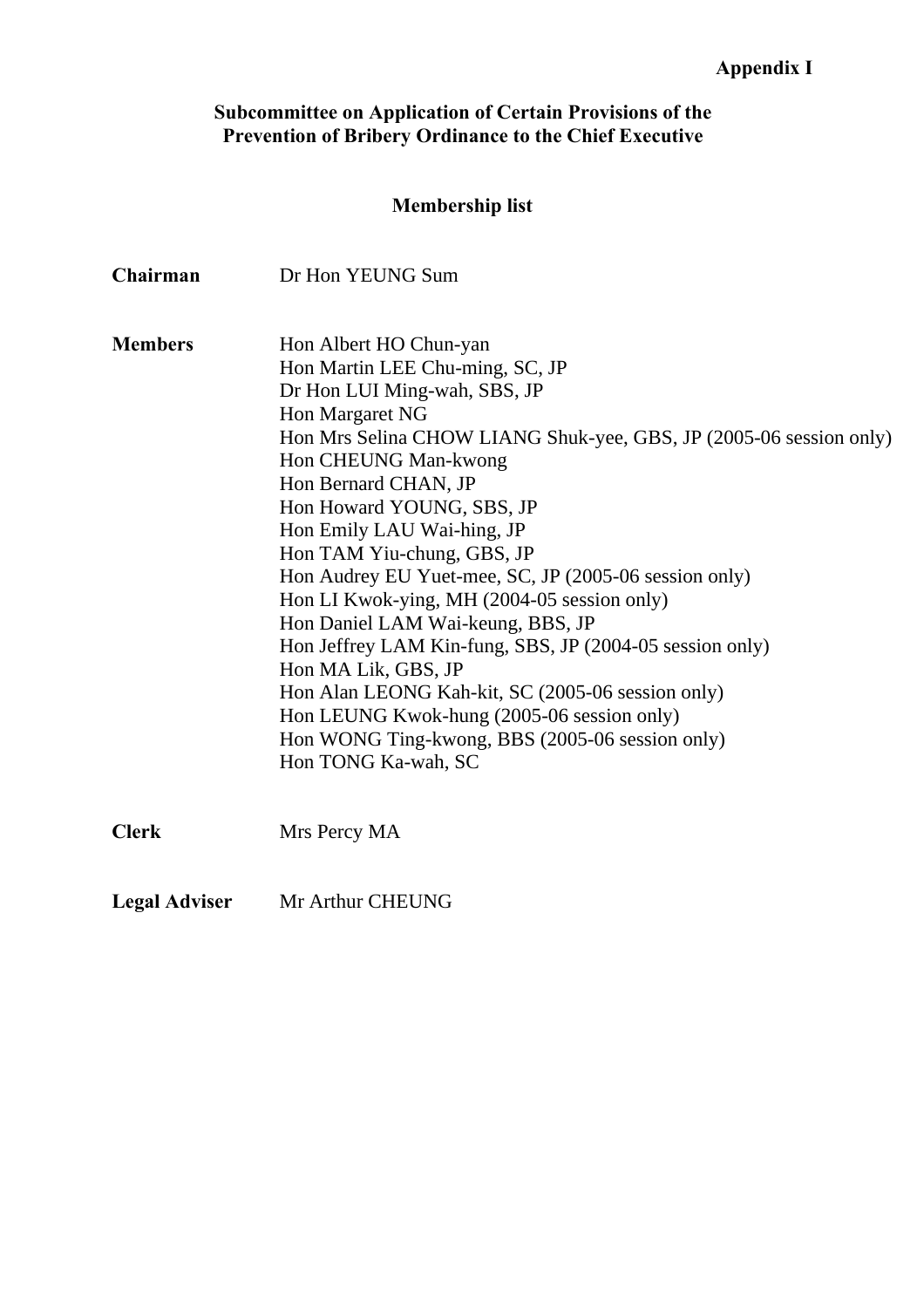**Appendix I**

## Subcommittee on Application of Certain Provisions of the Prevention of Bribery Ordinance to the Chief Executive

### Membership list

**Chairman** Dr Hon YEUNG Sum

**Members**
Hon Albert HO Chun-yan
Hon Martin LEE Chu-ming, SC, JP
Dr Hon LUI Ming-wah, SBS, JP
Hon Margaret NG
Hon Mrs Selina CHOW LIANG Shuk-yee, GBS, JP (2005-06 session only)
Hon CHEUNG Man-kwong
Hon Bernard CHAN, JP
Hon Howard YOUNG, SBS, JP
Hon Emily LAU Wai-hing, JP
Hon TAM Yiu-chung, GBS, JP
Hon Audrey EU Yuet-mee, SC, JP (2005-06 session only)
Hon LI Kwok-ying, MH (2004-05 session only)
Hon Daniel LAM Wai-keung, BBS, JP
Hon Jeffrey LAM Kin-fung, SBS, JP (2004-05 session only)
Hon MA Lik, GBS, JP
Hon Alan LEONG Kah-kit, SC (2005-06 session only)
Hon LEUNG Kwok-hung (2005-06 session only)
Hon WONG Ting-kwong, BBS (2005-06 session only)
Hon TONG Ka-wah, SC

**Clerk** Mrs Percy MA

**Legal Adviser** Mr Arthur CHEUNG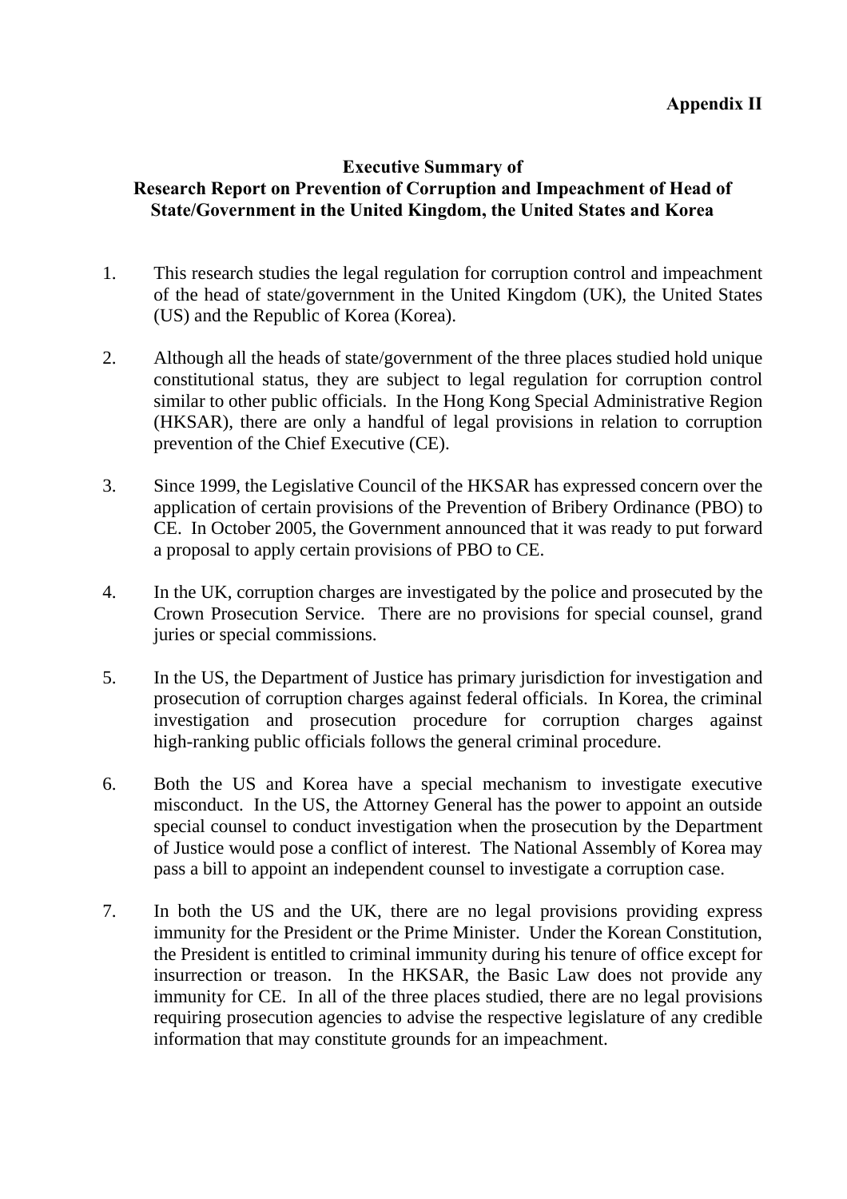**Appendix II**

**Executive Summary of**
**Research Report on Prevention of Corruption and Impeachment of Head of State/Government in the United Kingdom, the United States and Korea**

1. This research studies the legal regulation for corruption control and impeachment of the head of state/government in the United Kingdom (UK), the United States (US) and the Republic of Korea (Korea).

2. Although all the heads of state/government of the three places studied hold unique constitutional status, they are subject to legal regulation for corruption control similar to other public officials. In the Hong Kong Special Administrative Region (HKSAR), there are only a handful of legal provisions in relation to corruption prevention of the Chief Executive (CE).

3. Since 1999, the Legislative Council of the HKSAR has expressed concern over the application of certain provisions of the Prevention of Bribery Ordinance (PBO) to CE. In October 2005, the Government announced that it was ready to put forward a proposal to apply certain provisions of PBO to CE.

4. In the UK, corruption charges are investigated by the police and prosecuted by the Crown Prosecution Service. There are no provisions for special counsel, grand juries or special commissions.

5. In the US, the Department of Justice has primary jurisdiction for investigation and prosecution of corruption charges against federal officials. In Korea, the criminal investigation and prosecution procedure for corruption charges against high-ranking public officials follows the general criminal procedure.

6. Both the US and Korea have a special mechanism to investigate executive misconduct. In the US, the Attorney General has the power to appoint an outside special counsel to conduct investigation when the prosecution by the Department of Justice would pose a conflict of interest. The National Assembly of Korea may pass a bill to appoint an independent counsel to investigate a corruption case.

7. In both the US and the UK, there are no legal provisions providing express immunity for the President or the Prime Minister. Under the Korean Constitution, the President is entitled to criminal immunity during his tenure of office except for insurrection or treason. In the HKSAR, the Basic Law does not provide any immunity for CE. In all of the three places studied, there are no legal provisions requiring prosecution agencies to advise the respective legislature of any credible information that may constitute grounds for an impeachment.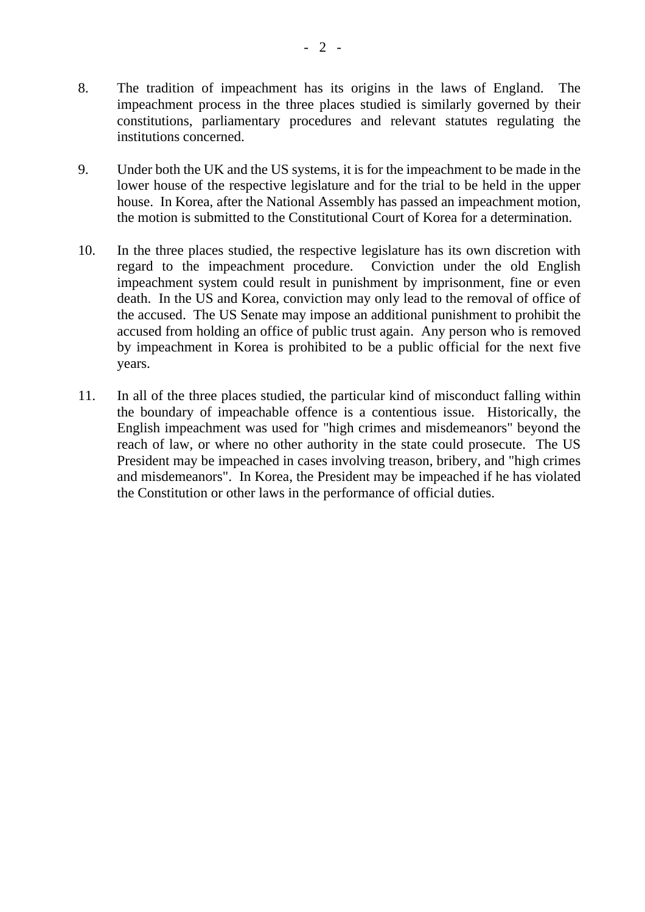8. The tradition of impeachment has its origins in the laws of England. The impeachment process in the three places studied is similarly governed by their constitutions, parliamentary procedures and relevant statutes regulating the institutions concerned.

9. Under both the UK and the US systems, it is for the impeachment to be made in the lower house of the respective legislature and for the trial to be held in the upper house. In Korea, after the National Assembly has passed an impeachment motion, the motion is submitted to the Constitutional Court of Korea for a determination.

10. In the three places studied, the respective legislature has its own discretion with regard to the impeachment procedure. Conviction under the old English impeachment system could result in punishment by imprisonment, fine or even death. In the US and Korea, conviction may only lead to the removal of office of the accused. The US Senate may impose an additional punishment to prohibit the accused from holding an office of public trust again. Any person who is removed by impeachment in Korea is prohibited to be a public official for the next five years.

11. In all of the three places studied, the particular kind of misconduct falling within the boundary of impeachable offence is a contentious issue. Historically, the English impeachment was used for "high crimes and misdemeanors" beyond the reach of law, or where no other authority in the state could prosecute. The US President may be impeached in cases involving treason, bribery, and "high crimes and misdemeanors". In Korea, the President may be impeached if he has violated the Constitution or other laws in the performance of official duties.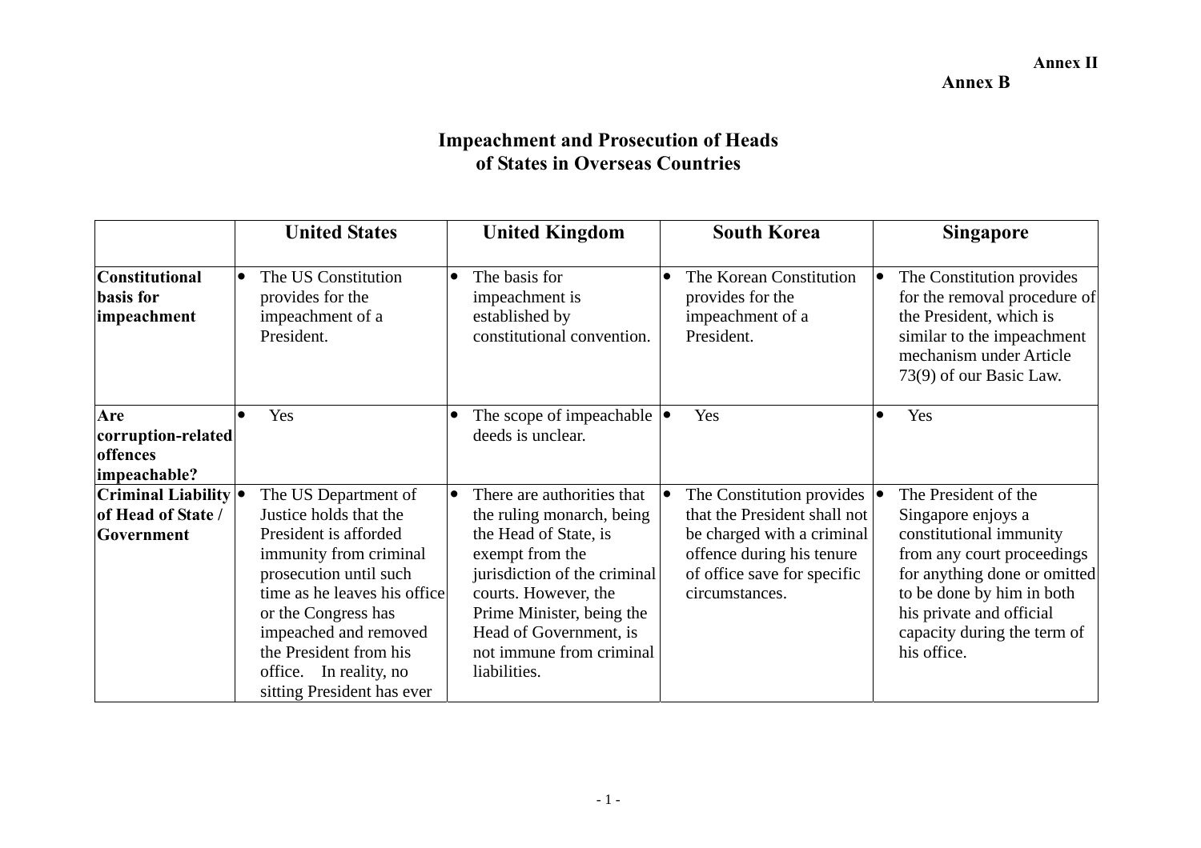Annex II

Annex B

# Impeachment and Prosecution of Heads of States in Overseas Countries

| | United States | United Kingdom | South Korea | Singapore |
|---|---|---|---|---|
| **Constitutional basis for impeachment** | • The US Constitution provides for the impeachment of a President. | • The basis for impeachment is established by constitutional convention. | • The Korean Constitution provides for the impeachment of a President. | • The Constitution provides for the removal procedure of the President, which is similar to the impeachment mechanism under Article 73(9) of our Basic Law. |
| **Are corruption-related offences impeachable?** | • Yes | • The scope of impeachable deeds is unclear. | • Yes | • Yes |
| **Criminal Liability of Head of State / Government** | • The US Department of Justice holds that the President is afforded immunity from criminal prosecution until such time as he leaves his office or the Congress has impeached and removed the President from his office. In reality, no sitting President has ever | • There are authorities that the ruling monarch, being the Head of State, is exempt from the jurisdiction of the criminal courts. However, the Prime Minister, being the Head of Government, is not immune from criminal liabilities. | • The Constitution provides that the President shall not be charged with a criminal offence during his tenure of office save for specific circumstances. | • The President of the Singapore enjoys a constitutional immunity from any court proceedings for anything done or omitted to be done by him in both his private and official capacity during the term of his office. |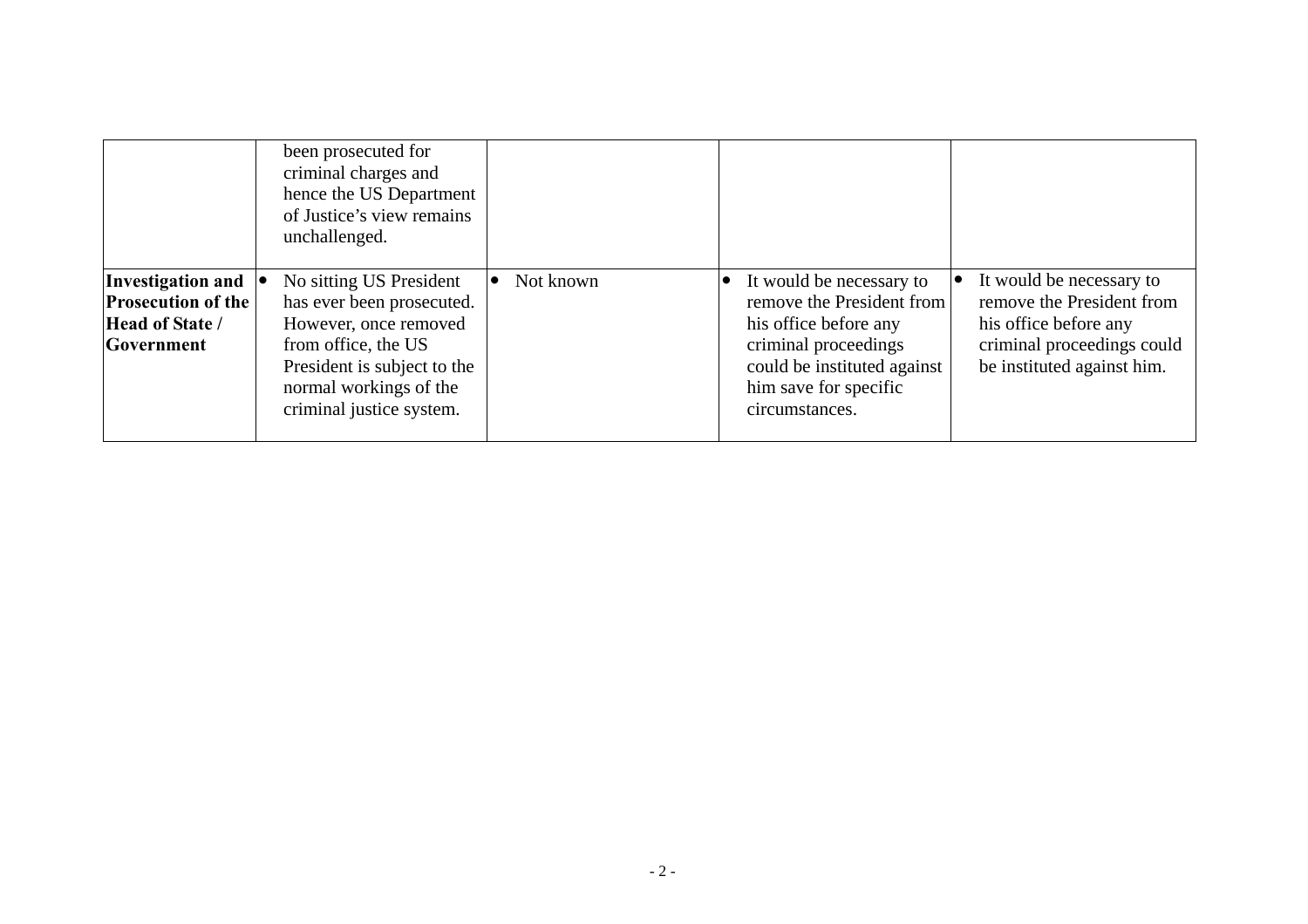| | | | | |
|---|---|---|---|---|
| | been prosecuted for criminal charges and hence the US Department of Justice's view remains unchallenged. | | | |
| **Investigation and Prosecution of the Head of State / Government** | • No sitting US President has ever been prosecuted. However, once removed from office, the US President is subject to the normal workings of the criminal justice system. | • Not known | • It would be necessary to remove the President from his office before any criminal proceedings could be instituted against him save for specific circumstances. | • It would be necessary to remove the President from his office before any criminal proceedings could be instituted against him. |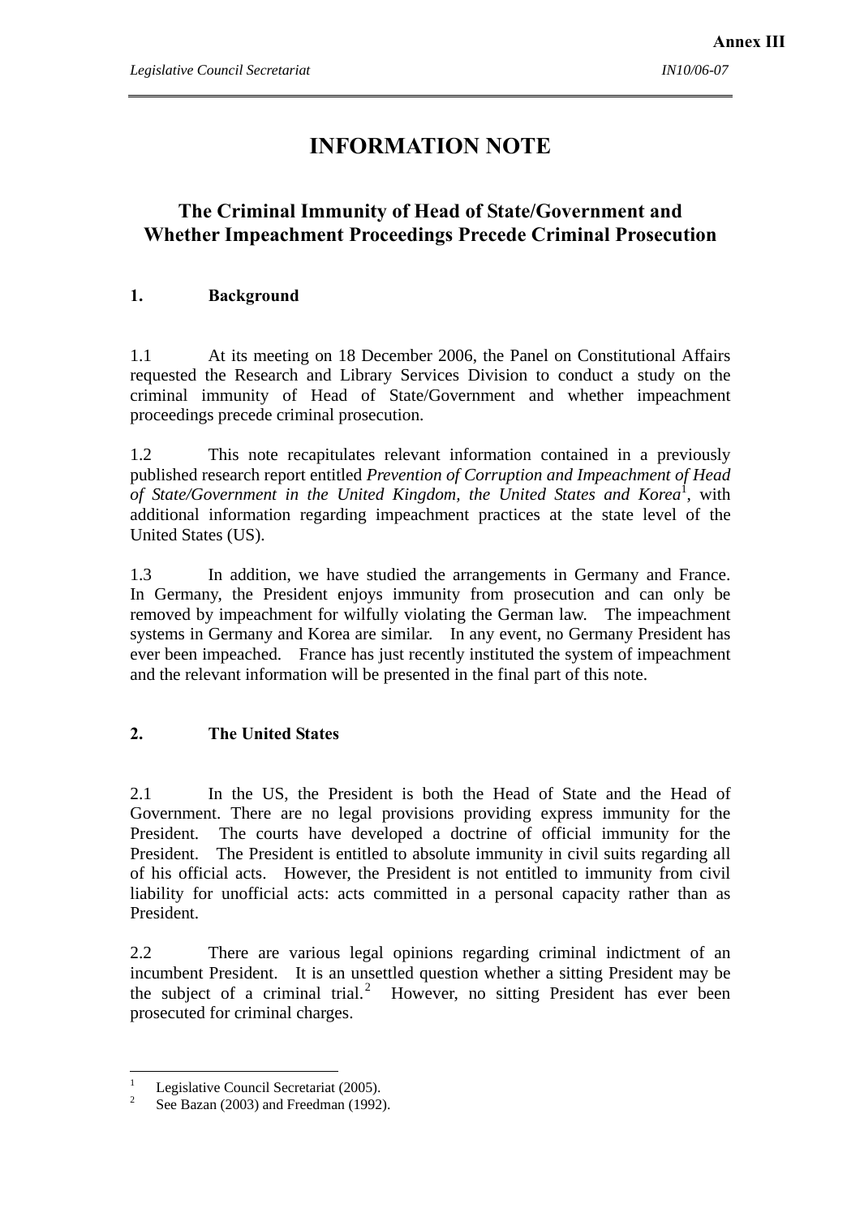**Annex III**

# INFORMATION NOTE

## The Criminal Immunity of Head of State/Government and Whether Impeachment Proceedings Precede Criminal Prosecution

### 1. Background

1.1 At its meeting on 18 December 2006, the Panel on Constitutional Affairs requested the Research and Library Services Division to conduct a study on the criminal immunity of Head of State/Government and whether impeachment proceedings precede criminal prosecution.

1.2 This note recapitulates relevant information contained in a previously published research report entitled *Prevention of Corruption and Impeachment of Head of State/Government in the United Kingdom, the United States and Korea*[1], with additional information regarding impeachment practices at the state level of the United States (US).

1.3 In addition, we have studied the arrangements in Germany and France. In Germany, the President enjoys immunity from prosecution and can only be removed by impeachment for wilfully violating the German law. The impeachment systems in Germany and Korea are similar. In any event, no Germany President has ever been impeached. France has just recently instituted the system of impeachment and the relevant information will be presented in the final part of this note.

### 2. The United States

2.1 In the US, the President is both the Head of State and the Head of Government. There are no legal provisions providing express immunity for the President. The courts have developed a doctrine of official immunity for the President. The President is entitled to absolute immunity in civil suits regarding all of his official acts. However, the President is not entitled to immunity from civil liability for unofficial acts: acts committed in a personal capacity rather than as President.

2.2 There are various legal opinions regarding criminal indictment of an incumbent President. It is an unsettled question whether a sitting President may be the subject of a criminal trial.[2] However, no sitting President has ever been prosecuted for criminal charges.

---

[1] Legislative Council Secretariat (2005).

[2] See Bazan (2003) and Freedman (1992).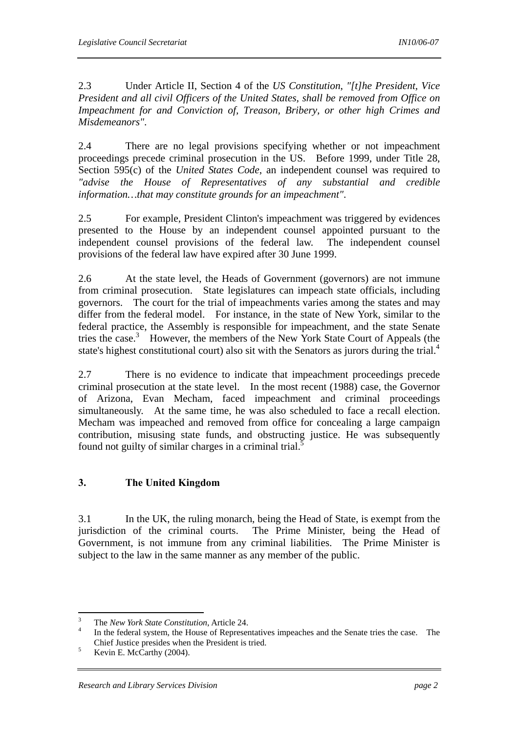2.3 Under Article II, Section 4 of the *US Constitution*, *"[t]he President, Vice President and all civil Officers of the United States, shall be removed from Office on Impeachment for and Conviction of, Treason, Bribery, or other high Crimes and Misdemeanors"*.

2.4 There are no legal provisions specifying whether or not impeachment proceedings precede criminal prosecution in the US. Before 1999, under Title 28, Section 595(c) of the *United States Code*, an independent counsel was required to *"advise the House of Representatives of any substantial and credible information…that may constitute grounds for an impeachment"*.

2.5 For example, President Clinton's impeachment was triggered by evidences presented to the House by an independent counsel appointed pursuant to the independent counsel provisions of the federal law. The independent counsel provisions of the federal law have expired after 30 June 1999.

2.6 At the state level, the Heads of Government (governors) are not immune from criminal prosecution. State legislatures can impeach state officials, including governors. The court for the trial of impeachments varies among the states and may differ from the federal model. For instance, in the state of New York, similar to the federal practice, the Assembly is responsible for impeachment, and the state Senate tries the case.[3] However, the members of the New York State Court of Appeals (the state's highest constitutional court) also sit with the Senators as jurors during the trial.[4]

2.7 There is no evidence to indicate that impeachment proceedings precede criminal prosecution at the state level. In the most recent (1988) case, the Governor of Arizona, Evan Mecham, faced impeachment and criminal proceedings simultaneously. At the same time, he was also scheduled to face a recall election. Mecham was impeached and removed from office for concealing a large campaign contribution, misusing state funds, and obstructing justice. He was subsequently found not guilty of similar charges in a criminal trial.[5]

## 3. The United Kingdom

3.1 In the UK, the ruling monarch, being the Head of State, is exempt from the jurisdiction of the criminal courts. The Prime Minister, being the Head of Government, is not immune from any criminal liabilities. The Prime Minister is subject to the law in the same manner as any member of the public.

---

[3] The *New York State Constitution*, Article 24.

[4] In the federal system, the House of Representatives impeaches and the Senate tries the case. The Chief Justice presides when the President is tried.

[5] Kevin E. McCarthy (2004).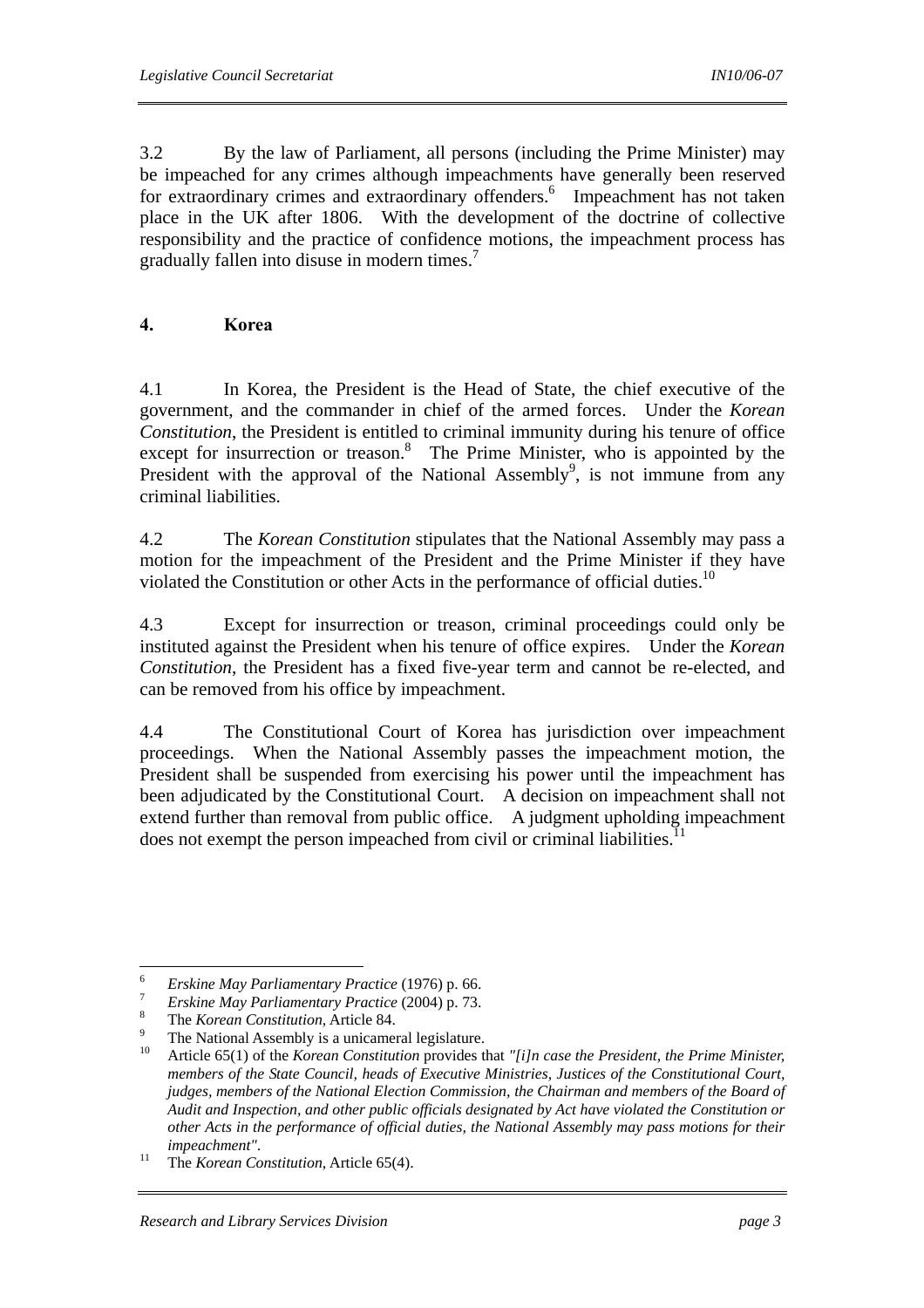3.2 By the law of Parliament, all persons (including the Prime Minister) may be impeached for any crimes although impeachments have generally been reserved for extraordinary crimes and extraordinary offenders.[6] Impeachment has not taken place in the UK after 1806. With the development of the doctrine of collective responsibility and the practice of confidence motions, the impeachment process has gradually fallen into disuse in modern times.[7]

## 4. Korea

4.1 In Korea, the President is the Head of State, the chief executive of the government, and the commander in chief of the armed forces. Under the *Korean Constitution*, the President is entitled to criminal immunity during his tenure of office except for insurrection or treason.[8] The Prime Minister, who is appointed by the President with the approval of the National Assembly[9], is not immune from any criminal liabilities.

4.2 The *Korean Constitution* stipulates that the National Assembly may pass a motion for the impeachment of the President and the Prime Minister if they have violated the Constitution or other Acts in the performance of official duties.[10]

4.3 Except for insurrection or treason, criminal proceedings could only be instituted against the President when his tenure of office expires. Under the *Korean Constitution*, the President has a fixed five-year term and cannot be re-elected, and can be removed from his office by impeachment.

4.4 The Constitutional Court of Korea has jurisdiction over impeachment proceedings. When the National Assembly passes the impeachment motion, the President shall be suspended from exercising his power until the impeachment has been adjudicated by the Constitutional Court. A decision on impeachment shall not extend further than removal from public office. A judgment upholding impeachment does not exempt the person impeached from civil or criminal liabilities.[11]

---

[6] *Erskine May Parliamentary Practice* (1976) p. 66.

[7] *Erskine May Parliamentary Practice* (2004) p. 73.

[8] The *Korean Constitution*, Article 84.

[9] The National Assembly is a unicameral legislature.

[10] Article 65(1) of the *Korean Constitution* provides that *"[i]n case the President, the Prime Minister, members of the State Council, heads of Executive Ministries, Justices of the Constitutional Court, judges, members of the National Election Commission, the Chairman and members of the Board of Audit and Inspection, and other public officials designated by Act have violated the Constitution or other Acts in the performance of official duties, the National Assembly may pass motions for their impeachment"*.

[11] The *Korean Constitution*, Article 65(4).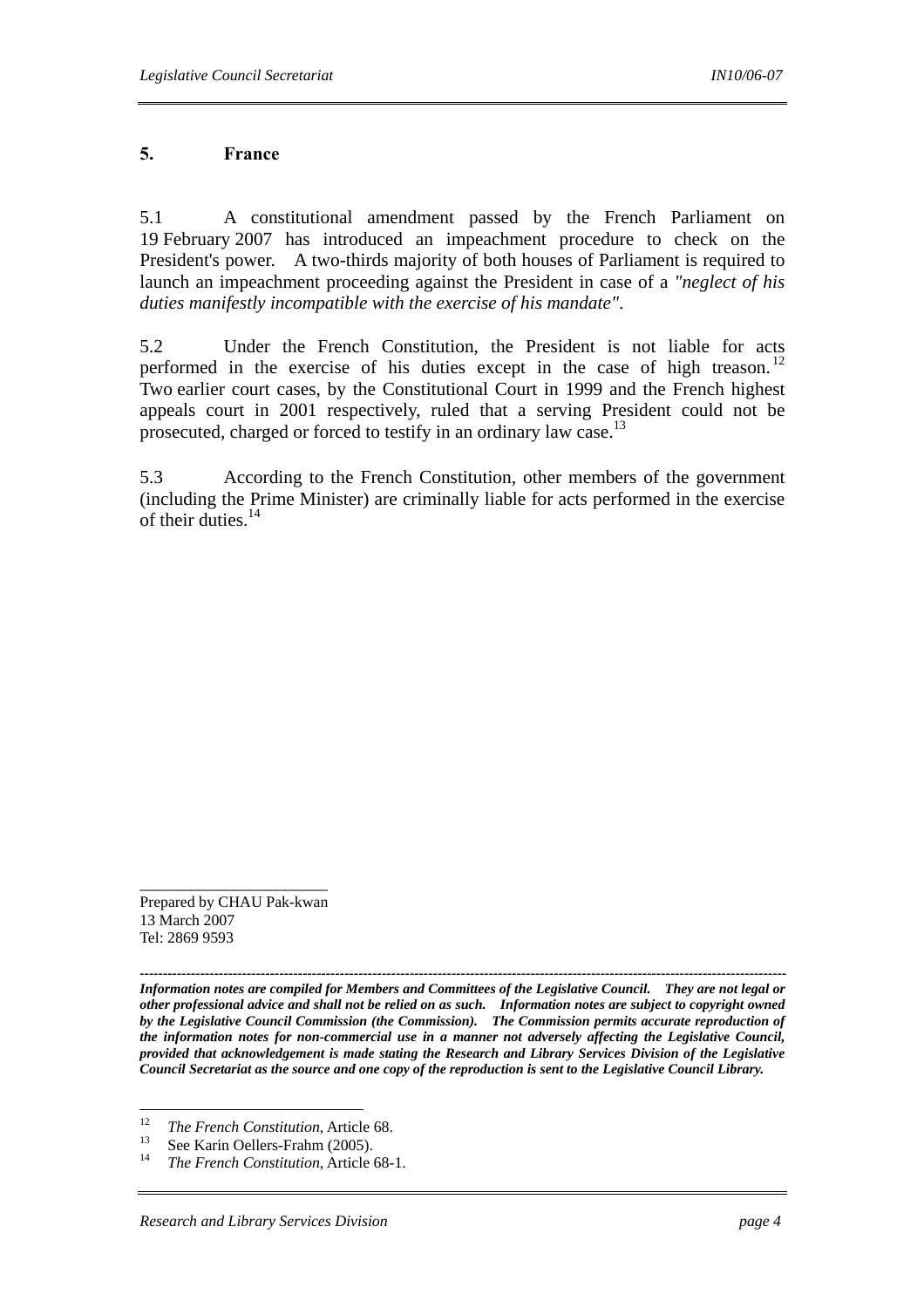## 5. France

5.1 A constitutional amendment passed by the French Parliament on 19 February 2007 has introduced an impeachment procedure to check on the President's power. A two-thirds majority of both houses of Parliament is required to launch an impeachment proceeding against the President in case of a *"neglect of his duties manifestly incompatible with the exercise of his mandate"*.

5.2 Under the French Constitution, the President is not liable for acts performed in the exercise of his duties except in the case of high treason.[12] Two earlier court cases, by the Constitutional Court in 1999 and the French highest appeals court in 2001 respectively, ruled that a serving President could not be prosecuted, charged or forced to testify in an ordinary law case.[13]

5.3 According to the French Constitution, other members of the government (including the Prime Minister) are criminally liable for acts performed in the exercise of their duties.[14]

Prepared by CHAU Pak-kwan
13 March 2007
Tel: 2869 9593

---

***Information notes are compiled for Members and Committees of the Legislative Council. They are not legal or other professional advice and shall not be relied on as such. Information notes are subject to copyright owned by the Legislative Council Commission (the Commission). The Commission permits accurate reproduction of the information notes for non-commercial use in a manner not adversely affecting the Legislative Council, provided that acknowledgement is made stating the Research and Library Services Division of the Legislative Council Secretariat as the source and one copy of the reproduction is sent to the Legislative Council Library.***

---

[12] *The French Constitution*, Article 68.

[13] See Karin Oellers-Frahm (2005).

[14] *The French Constitution*, Article 68-1.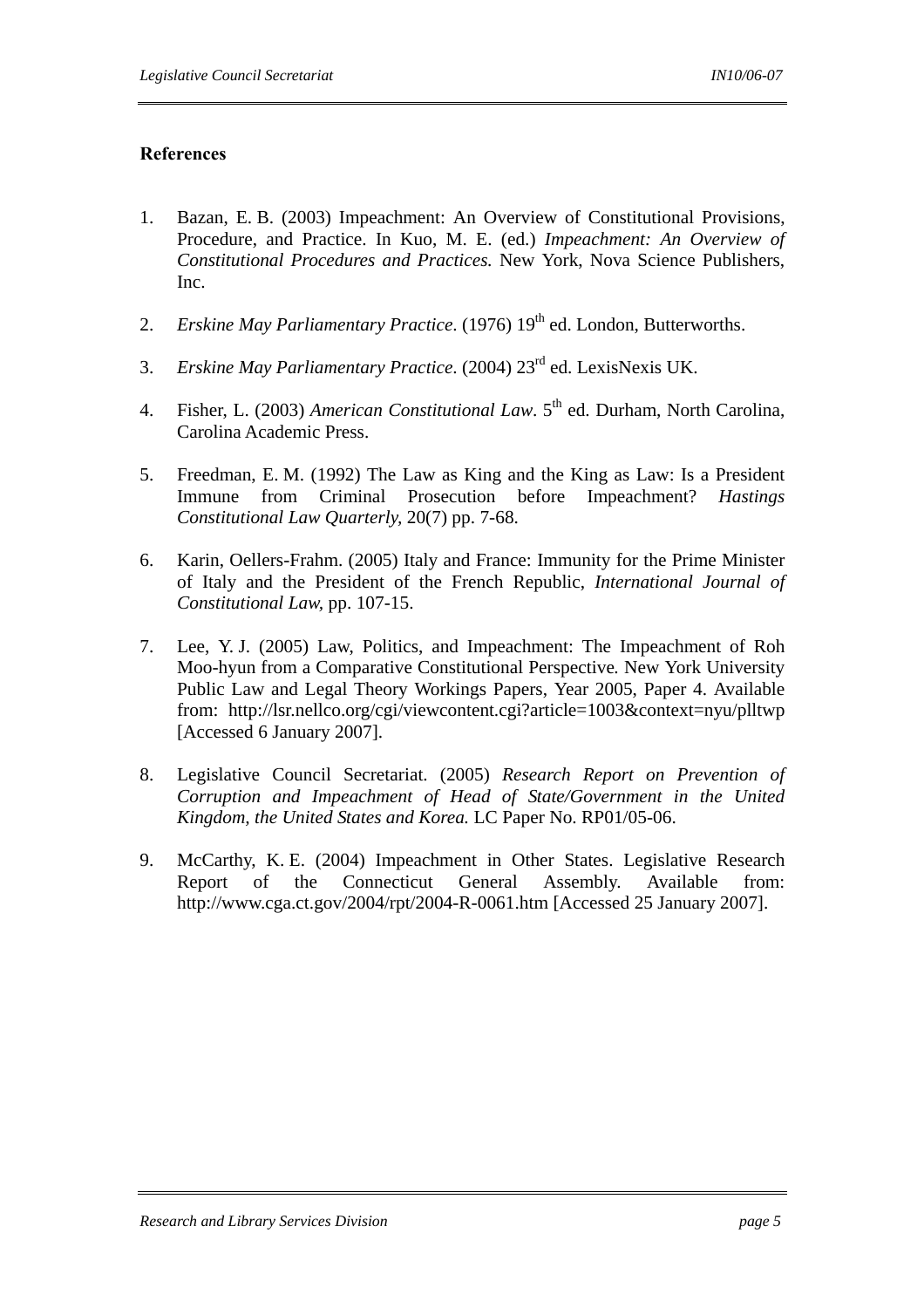## References

1. Bazan, E. B. (2003) Impeachment: An Overview of Constitutional Provisions, Procedure, and Practice. In Kuo, M. E. (ed.) *Impeachment: An Overview of Constitutional Procedures and Practices.* New York, Nova Science Publishers, Inc.

2. *Erskine May Parliamentary Practice*. (1976) 19th ed. London, Butterworths.

3. *Erskine May Parliamentary Practice*. (2004) 23rd ed. LexisNexis UK.

4. Fisher, L. (2003) *American Constitutional Law*. 5th ed. Durham, North Carolina, Carolina Academic Press.

5. Freedman, E. M. (1992) The Law as King and the King as Law: Is a President Immune from Criminal Prosecution before Impeachment? *Hastings Constitutional Law Quarterly,* 20(7) pp. 7-68.

6. Karin, Oellers-Frahm. (2005) Italy and France: Immunity for the Prime Minister of Italy and the President of the French Republic, *International Journal of Constitutional Law,* pp. 107-15.

7. Lee, Y. J. (2005) Law, Politics, and Impeachment: The Impeachment of Roh Moo-hyun from a Comparative Constitutional Perspective*.* New York University Public Law and Legal Theory Workings Papers, Year 2005, Paper 4. Available from: http://lsr.nellco.org/cgi/viewcontent.cgi?article=1003&context=nyu/plltwp [Accessed 6 January 2007].

8. Legislative Council Secretariat. (2005) *Research Report on Prevention of Corruption and Impeachment of Head of State/Government in the United Kingdom, the United States and Korea.* LC Paper No. RP01/05-06.

9. McCarthy, K. E. (2004) Impeachment in Other States. Legislative Research Report of the Connecticut General Assembly. Available from: http://www.cga.ct.gov/2004/rpt/2004-R-0061.htm [Accessed 25 January 2007].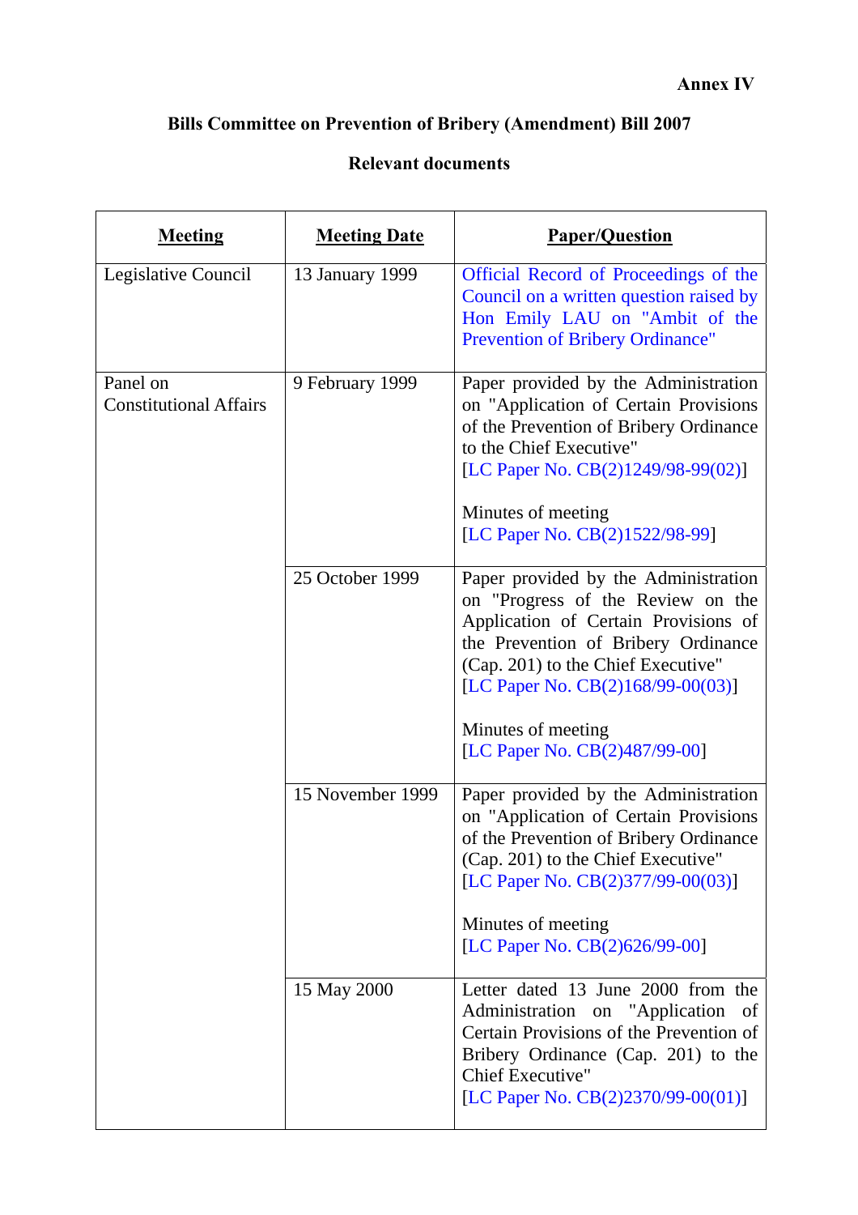Annex IV

**Bills Committee on Prevention of Bribery (Amendment) Bill 2007**

**Relevant documents**

| Meeting | Meeting Date | Paper/Question |
|---|---|---|
| Legislative Council | 13 January 1999 | Official Record of Proceedings of the Council on a written question raised by Hon Emily LAU on "Ambit of the Prevention of Bribery Ordinance" |
| Panel on Constitutional Affairs | 9 February 1999 | Paper provided by the Administration on "Application of Certain Provisions of the Prevention of Bribery Ordinance to the Chief Executive" [LC Paper No. CB(2)1249/98-99(02)]<br><br>Minutes of meeting [LC Paper No. CB(2)1522/98-99] |
| | 25 October 1999 | Paper provided by the Administration on "Progress of the Review on the Application of Certain Provisions of the Prevention of Bribery Ordinance (Cap. 201) to the Chief Executive" [LC Paper No. CB(2)168/99-00(03)]<br><br>Minutes of meeting [LC Paper No. CB(2)487/99-00] |
| | 15 November 1999 | Paper provided by the Administration on "Application of Certain Provisions of the Prevention of Bribery Ordinance (Cap. 201) to the Chief Executive" [LC Paper No. CB(2)377/99-00(03)]<br><br>Minutes of meeting [LC Paper No. CB(2)626/99-00] |
| | 15 May 2000 | Letter dated 13 June 2000 from the Administration on "Application of Certain Provisions of the Prevention of Bribery Ordinance (Cap. 201) to the Chief Executive" [LC Paper No. CB(2)2370/99-00(01)] |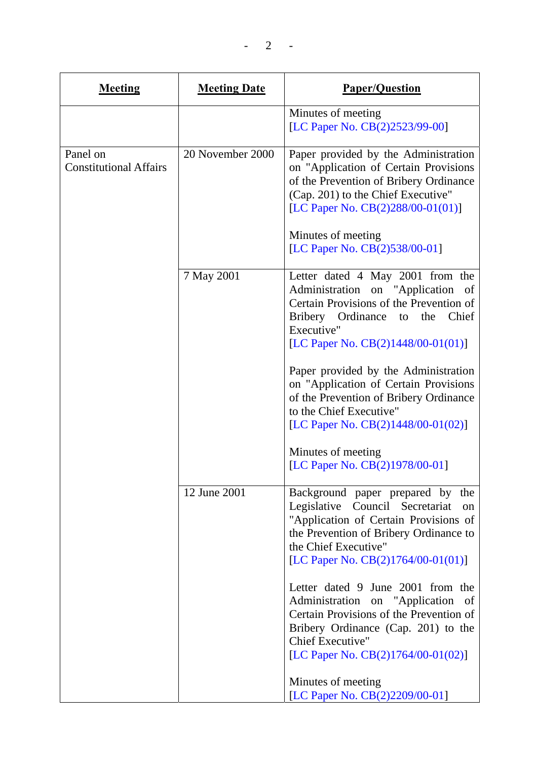| Meeting | Meeting Date | Paper/Question |
|---|---|---|
| | | Minutes of meeting<br>[LC Paper No. CB(2)2523/99-00] |
| Panel on Constitutional Affairs | 20 November 2000 | Paper provided by the Administration on "Application of Certain Provisions of the Prevention of Bribery Ordinance (Cap. 201) to the Chief Executive"<br>[LC Paper No. CB(2)288/00-01(01)]<br><br>Minutes of meeting<br>[LC Paper No. CB(2)538/00-01] |
| | 7 May 2001 | Letter dated 4 May 2001 from the Administration on "Application of Certain Provisions of the Prevention of Bribery Ordinance to the Chief Executive"<br>[LC Paper No. CB(2)1448/00-01(01)]<br><br>Paper provided by the Administration on "Application of Certain Provisions of the Prevention of Bribery Ordinance to the Chief Executive"<br>[LC Paper No. CB(2)1448/00-01(02)]<br><br>Minutes of meeting<br>[LC Paper No. CB(2)1978/00-01] |
| | 12 June 2001 | Background paper prepared by the Legislative Council Secretariat on "Application of Certain Provisions of the Prevention of Bribery Ordinance to the Chief Executive"<br>[LC Paper No. CB(2)1764/00-01(01)]<br><br>Letter dated 9 June 2001 from the Administration on "Application of Certain Provisions of the Prevention of Bribery Ordinance (Cap. 201) to the Chief Executive"<br>[LC Paper No. CB(2)1764/00-01(02)]<br><br>Minutes of meeting<br>[LC Paper No. CB(2)2209/00-01] |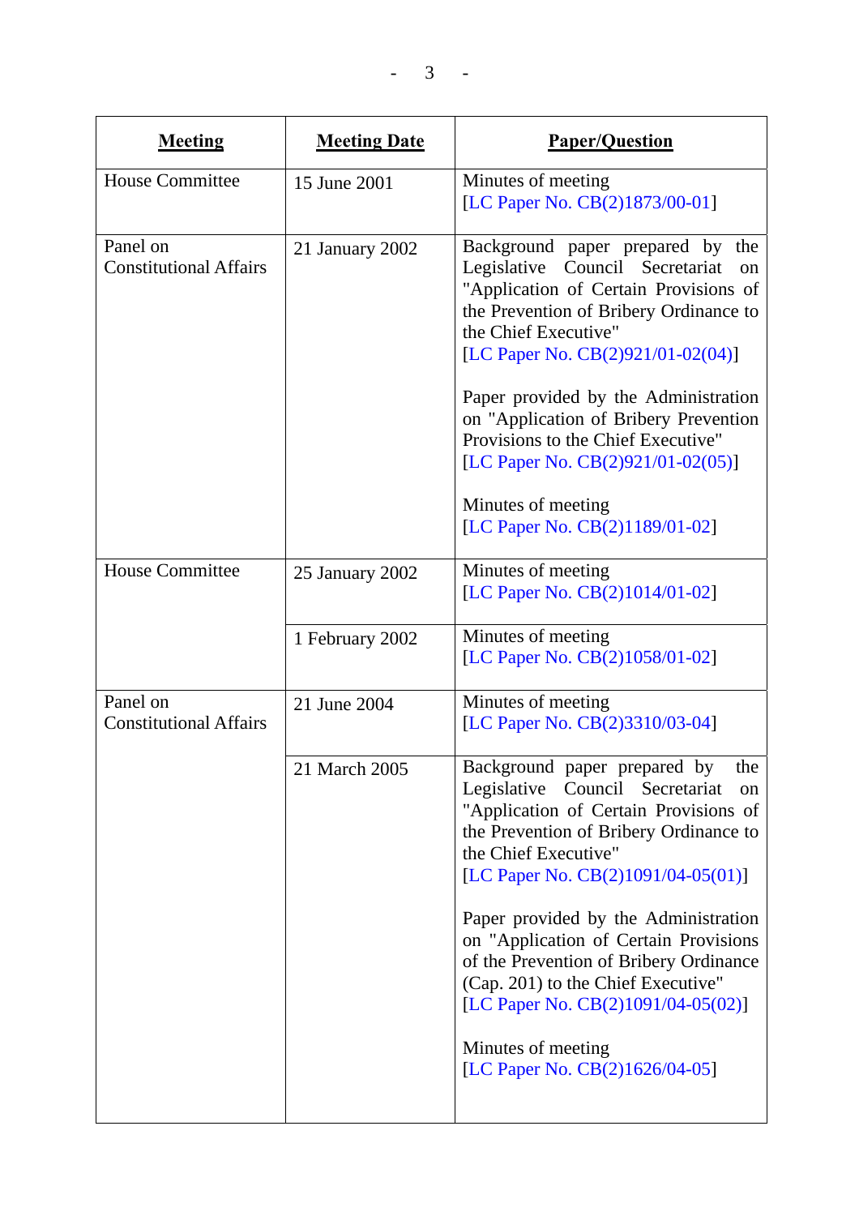| Meeting | Meeting Date | Paper/Question |
|---|---|---|
| House Committee | 15 June 2001 | Minutes of meeting [LC Paper No. CB(2)1873/00-01] |
| Panel on Constitutional Affairs | 21 January 2002 | Background paper prepared by the Legislative Council Secretariat on "Application of Certain Provisions of the Prevention of Bribery Ordinance to the Chief Executive" [LC Paper No. CB(2)921/01-02(04)]<br><br>Paper provided by the Administration on "Application of Bribery Prevention Provisions to the Chief Executive" [LC Paper No. CB(2)921/01-02(05)]<br><br>Minutes of meeting [LC Paper No. CB(2)1189/01-02] |
| House Committee | 25 January 2002 | Minutes of meeting [LC Paper No. CB(2)1014/01-02] |
| | 1 February 2002 | Minutes of meeting [LC Paper No. CB(2)1058/01-02] |
| Panel on Constitutional Affairs | 21 June 2004 | Minutes of meeting [LC Paper No. CB(2)3310/03-04] |
| | 21 March 2005 | Background paper prepared by the Legislative Council Secretariat on "Application of Certain Provisions of the Prevention of Bribery Ordinance to the Chief Executive" [LC Paper No. CB(2)1091/04-05(01)]<br><br>Paper provided by the Administration on "Application of Certain Provisions of the Prevention of Bribery Ordinance (Cap. 201) to the Chief Executive" [LC Paper No. CB(2)1091/04-05(02)]<br><br>Minutes of meeting [LC Paper No. CB(2)1626/04-05] |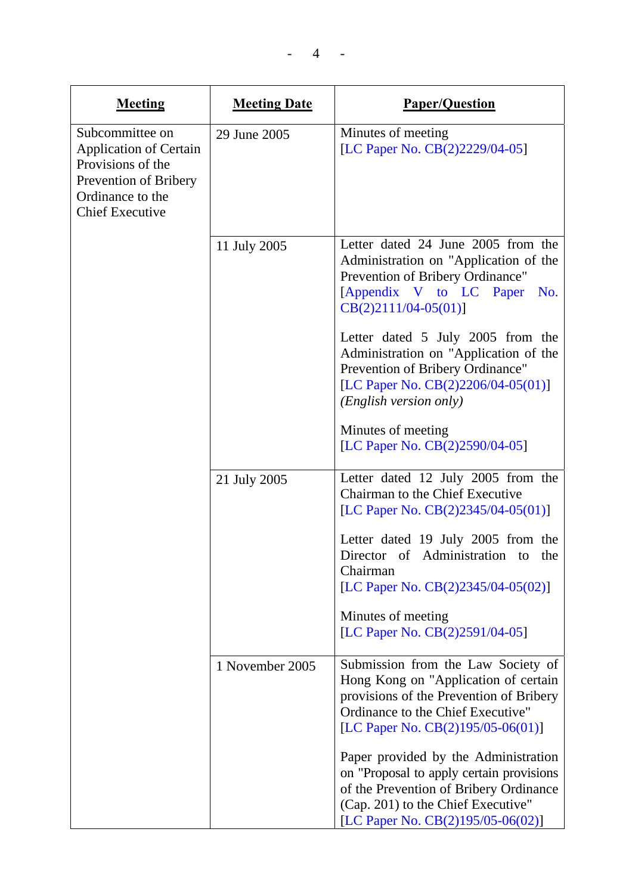| Meeting | Meeting Date | Paper/Question |
|---|---|---|
| Subcommittee on Application of Certain Provisions of the Prevention of Bribery Ordinance to the Chief Executive | 29 June 2005 | Minutes of meeting [LC Paper No. CB(2)2229/04-05] |
| | 11 July 2005 | Letter dated 24 June 2005 from the Administration on "Application of the Prevention of Bribery Ordinance" [Appendix V to LC Paper No. CB(2)2111/04-05(01)]<br><br>Letter dated 5 July 2005 from the Administration on "Application of the Prevention of Bribery Ordinance" [LC Paper No. CB(2)2206/04-05(01)] *(English version only)*<br><br>Minutes of meeting [LC Paper No. CB(2)2590/04-05] |
| | 21 July 2005 | Letter dated 12 July 2005 from the Chairman to the Chief Executive [LC Paper No. CB(2)2345/04-05(01)]<br><br>Letter dated 19 July 2005 from the Director of Administration to the Chairman [LC Paper No. CB(2)2345/04-05(02)]<br><br>Minutes of meeting [LC Paper No. CB(2)2591/04-05] |
| | 1 November 2005 | Submission from the Law Society of Hong Kong on "Application of certain provisions of the Prevention of Bribery Ordinance to the Chief Executive" [LC Paper No. CB(2)195/05-06(01)]<br><br>Paper provided by the Administration on "Proposal to apply certain provisions of the Prevention of Bribery Ordinance (Cap. 201) to the Chief Executive" [LC Paper No. CB(2)195/05-06(02)] |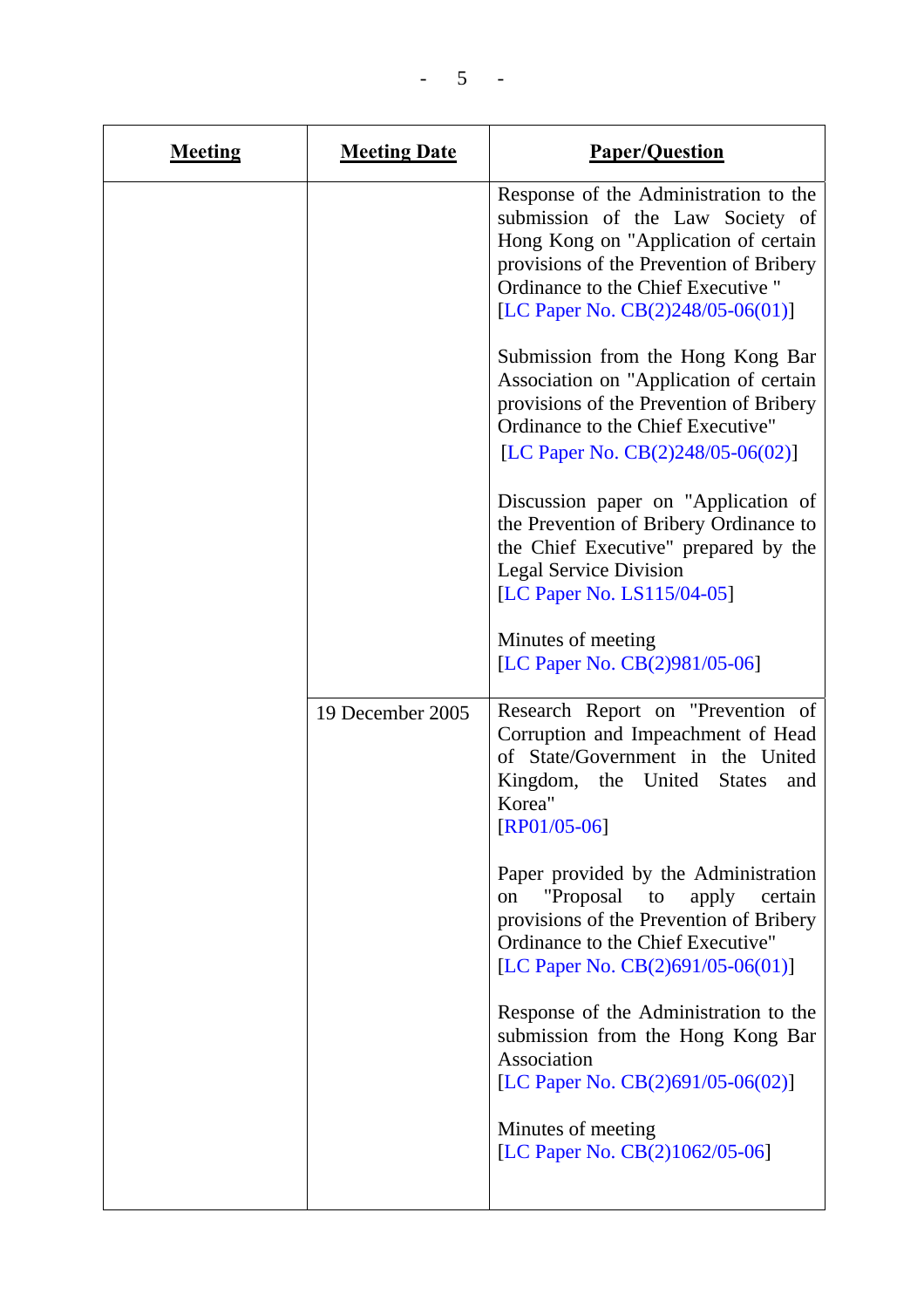| Meeting | Meeting Date | Paper/Question |
|---|---|---|
| | | Response of the Administration to the submission of the Law Society of Hong Kong on "Application of certain provisions of the Prevention of Bribery Ordinance to the Chief Executive " [LC Paper No. CB(2)248/05-06(01)]<br><br>Submission from the Hong Kong Bar Association on "Application of certain provisions of the Prevention of Bribery Ordinance to the Chief Executive" [LC Paper No. CB(2)248/05-06(02)]<br><br>Discussion paper on "Application of the Prevention of Bribery Ordinance to the Chief Executive" prepared by the Legal Service Division [LC Paper No. LS115/04-05]<br><br>Minutes of meeting [LC Paper No. CB(2)981/05-06] |
| | 19 December 2005 | Research Report on "Prevention of Corruption and Impeachment of Head of State/Government in the United Kingdom, the United States and Korea" [RP01/05-06]<br><br>Paper provided by the Administration on "Proposal to apply certain provisions of the Prevention of Bribery Ordinance to the Chief Executive" [LC Paper No. CB(2)691/05-06(01)]<br><br>Response of the Administration to the submission from the Hong Kong Bar Association [LC Paper No. CB(2)691/05-06(02)]<br><br>Minutes of meeting [LC Paper No. CB(2)1062/05-06] |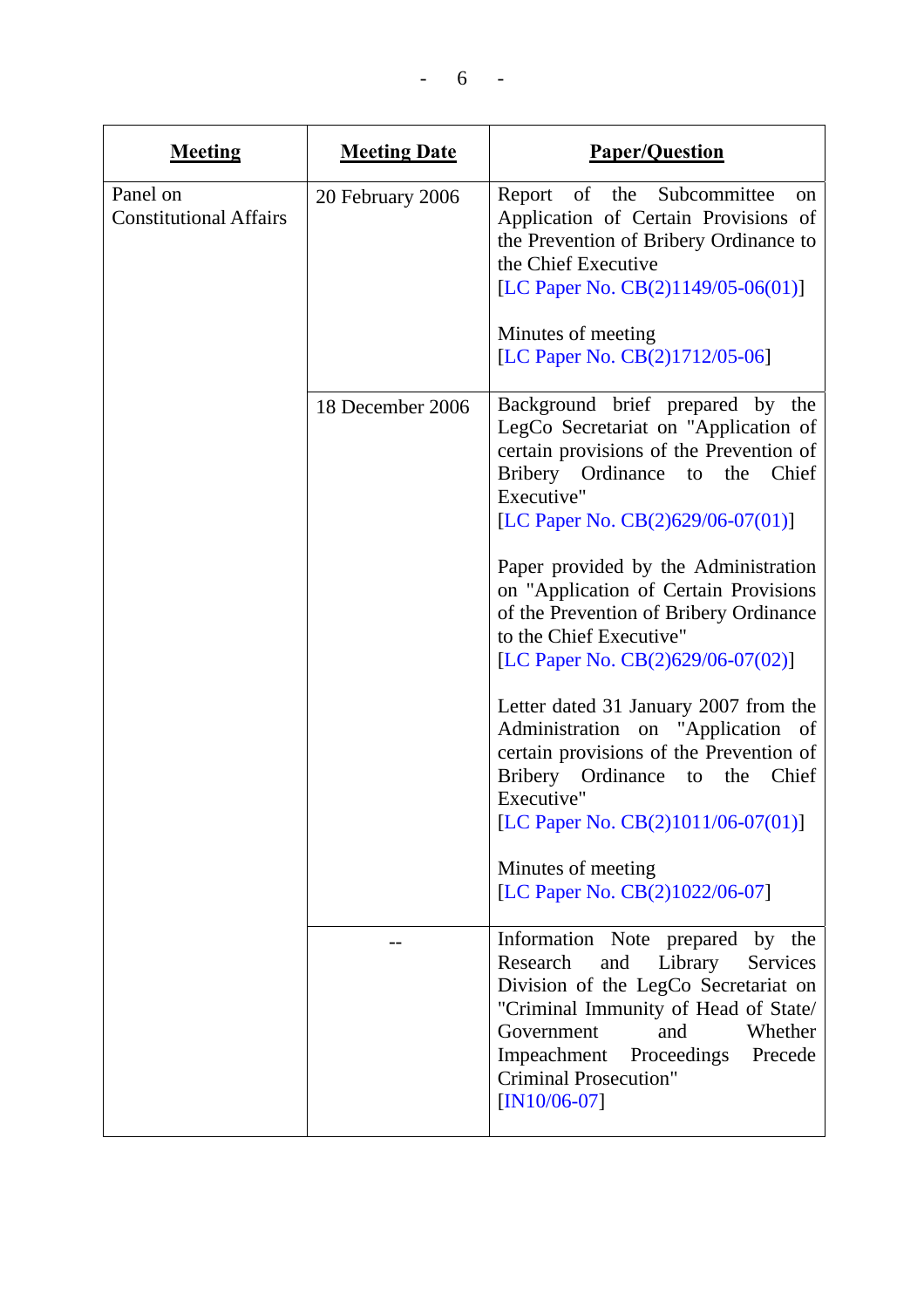| Meeting | Meeting Date | Paper/Question |
| --- | --- | --- |
| Panel on Constitutional Affairs | 20 February 2006 | Report of the Subcommittee on Application of Certain Provisions of the Prevention of Bribery Ordinance to the Chief Executive [LC Paper No. CB(2)1149/05-06(01)]<br><br>Minutes of meeting [LC Paper No. CB(2)1712/05-06] |
| | 18 December 2006 | Background brief prepared by the LegCo Secretariat on "Application of certain provisions of the Prevention of Bribery Ordinance to the Chief Executive" [LC Paper No. CB(2)629/06-07(01)]<br><br>Paper provided by the Administration on "Application of Certain Provisions of the Prevention of Bribery Ordinance to the Chief Executive" [LC Paper No. CB(2)629/06-07(02)]<br><br>Letter dated 31 January 2007 from the Administration on "Application of certain provisions of the Prevention of Bribery Ordinance to the Chief Executive" [LC Paper No. CB(2)1011/06-07(01)]<br><br>Minutes of meeting [LC Paper No. CB(2)1022/06-07] |
| | -- | Information Note prepared by the Research and Library Services Division of the LegCo Secretariat on "Criminal Immunity of Head of State/ Government and Whether Impeachment Proceedings Precede Criminal Prosecution" [IN10/06-07] |